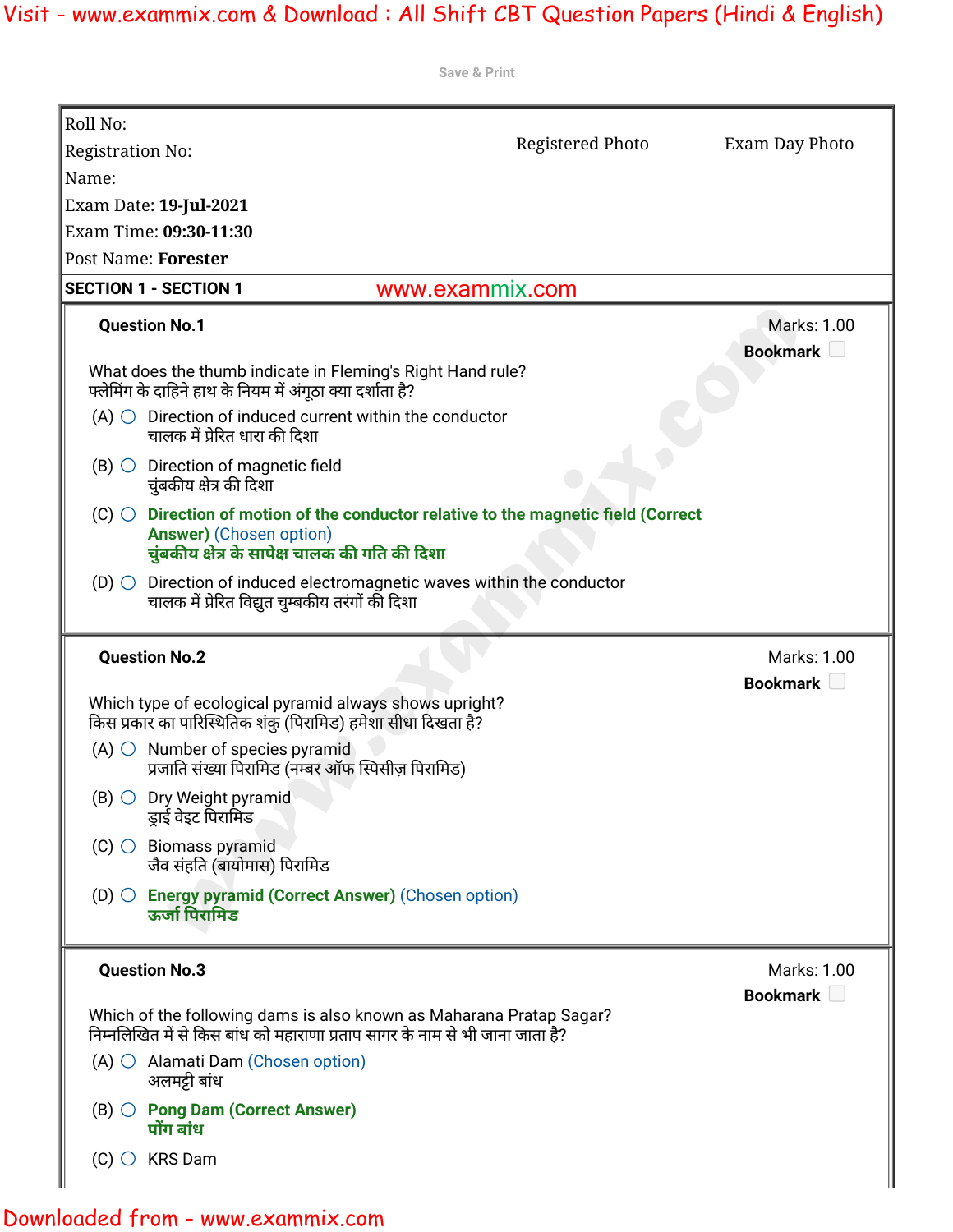Save & Print

| | | |
|---|---|---|
| Roll No: | Registered Photo | Exam Day Photo |
| Registration No: | | |
| Name: | | |
| Exam Date: **19-Jul-2021** | | |
| Exam Time: **09:30-11:30** | | |
| Post Name: **Forester** | | |

**SECTION 1 - SECTION 1**

**Question No.1** — Marks: 1.00

What does the thumb indicate in Fleming's Right Hand rule?
फ्लेमिंग के दाहिने हाथ के नियम में अंगूठा क्या दर्शाता है?

(A) Direction of induced current within the conductor
चालक में प्रेरित धारा की दिशा

(B) Direction of magnetic field
चुंबकीय क्षेत्र की दिशा

(C) **Direction of motion of the conductor relative to the magnetic field (Correct Answer)** (Chosen option)
**चुंबकीय क्षेत्र के सापेक्ष चालक की गति की दिशा**

(D) Direction of induced electromagnetic waves within the conductor
चालक में प्रेरित विद्युत चुम्बकीय तरंगों की दिशा

**Question No.2** — Marks: 1.00

Which type of ecological pyramid always shows upright?
किस प्रकार का पारिस्थितिक शंकु (पिरामिड) हमेशा सीधा दिखता है?

(A) Number of species pyramid
प्रजाति संख्या पिरामिड (नम्बर ऑफ स्पिसीज़ पिरामिड)

(B) Dry Weight pyramid
ड्राई वेइट पिरामिड

(C) Biomass pyramid
जैव संहति (बायोमास) पिरामिड

(D) **Energy pyramid (Correct Answer)** (Chosen option)
**ऊर्जा पिरामिड**

**Question No.3** — Marks: 1.00

Which of the following dams is also known as Maharana Pratap Sagar?
निम्नलिखित में से किस बांध को महाराणा प्रताप सागर के नाम से भी जाना जाता है?

(A) Alamati Dam (Chosen option)
अलमट्टी बांध

(B) **Pong Dam (Correct Answer)**
**पोंग बांध**

(C) KRS Dam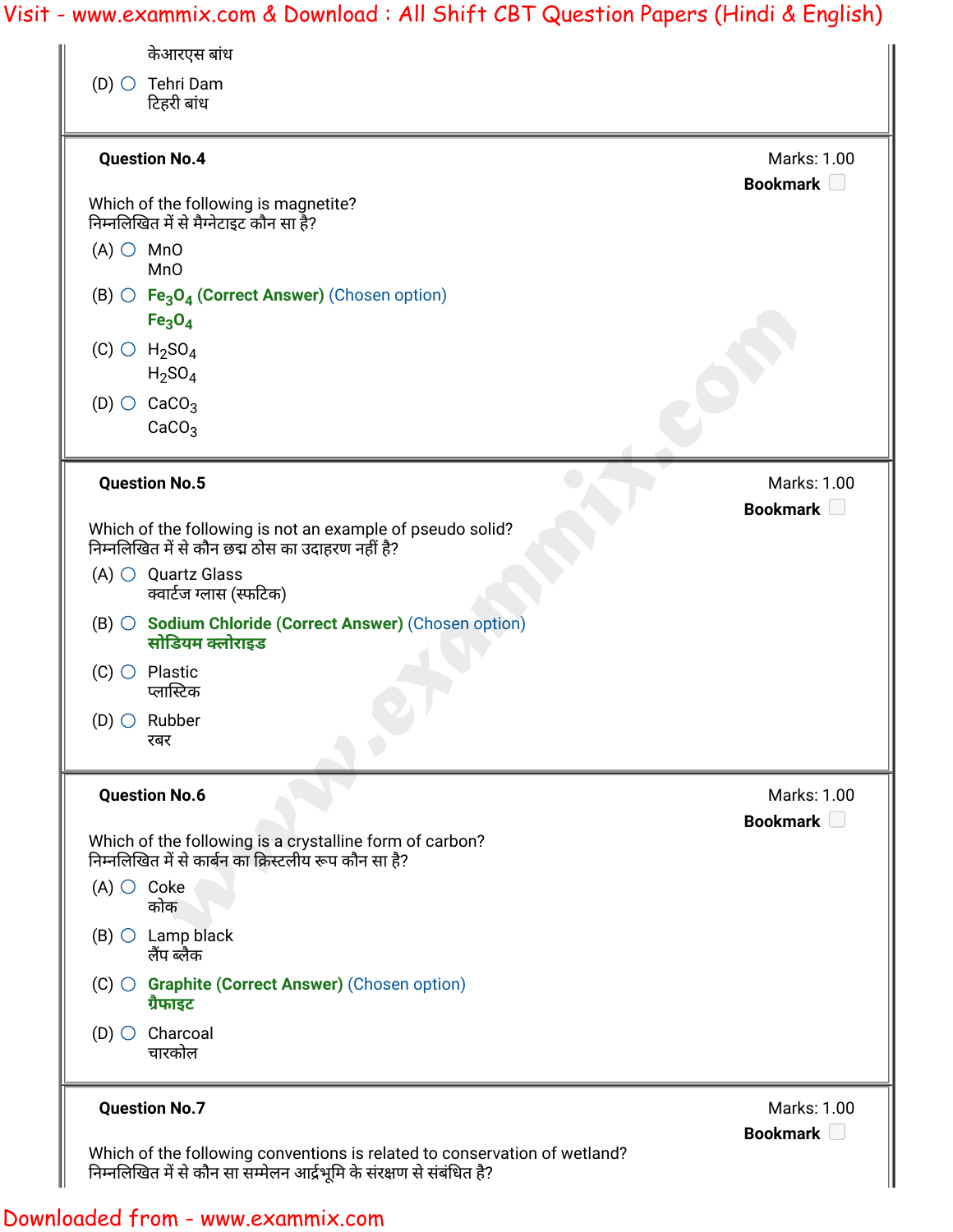केआरएस बांध

(D) Tehri Dam
टिहरी बांध

---

**Question No.4** Marks: 1.00

Which of the following is magnetite?
निम्नलिखित में से मैग्नेटाइट कौन सा है?

(A) MnO
MnO

(B) $Fe_3O_4$ **(Correct Answer)** (Chosen option)
$Fe_3O_4$

(C) $H_2SO_4$
$H_2SO_4$

(D) $CaCO_3$
$CaCO_3$

---

**Question No.5** Marks: 1.00

Which of the following is not an example of pseudo solid?
निम्नलिखित में से कौन छद्म ठोस का उदाहरण नहीं है?

(A) Quartz Glass
क्वार्टज ग्लास (स्फटिक)

(B) Sodium Chloride **(Correct Answer)** (Chosen option)
सोडियम क्लोराइड

(C) Plastic
प्लास्टिक

(D) Rubber
रबर

---

**Question No.6** Marks: 1.00

Which of the following is a crystalline form of carbon?
निम्नलिखित में से कार्बन का क्रिस्टलीय रूप कौन सा है?

(A) Coke
कोक

(B) Lamp black
लैंप ब्लैक

(C) Graphite **(Correct Answer)** (Chosen option)
ग्रैफाइट

(D) Charcoal
चारकोल

---

**Question No.7** Marks: 1.00

Which of the following conventions is related to conservation of wetland?
निम्नलिखित में से कौन सा सम्मेलन आर्द्रभूमि के संरक्षण से संबंधित है?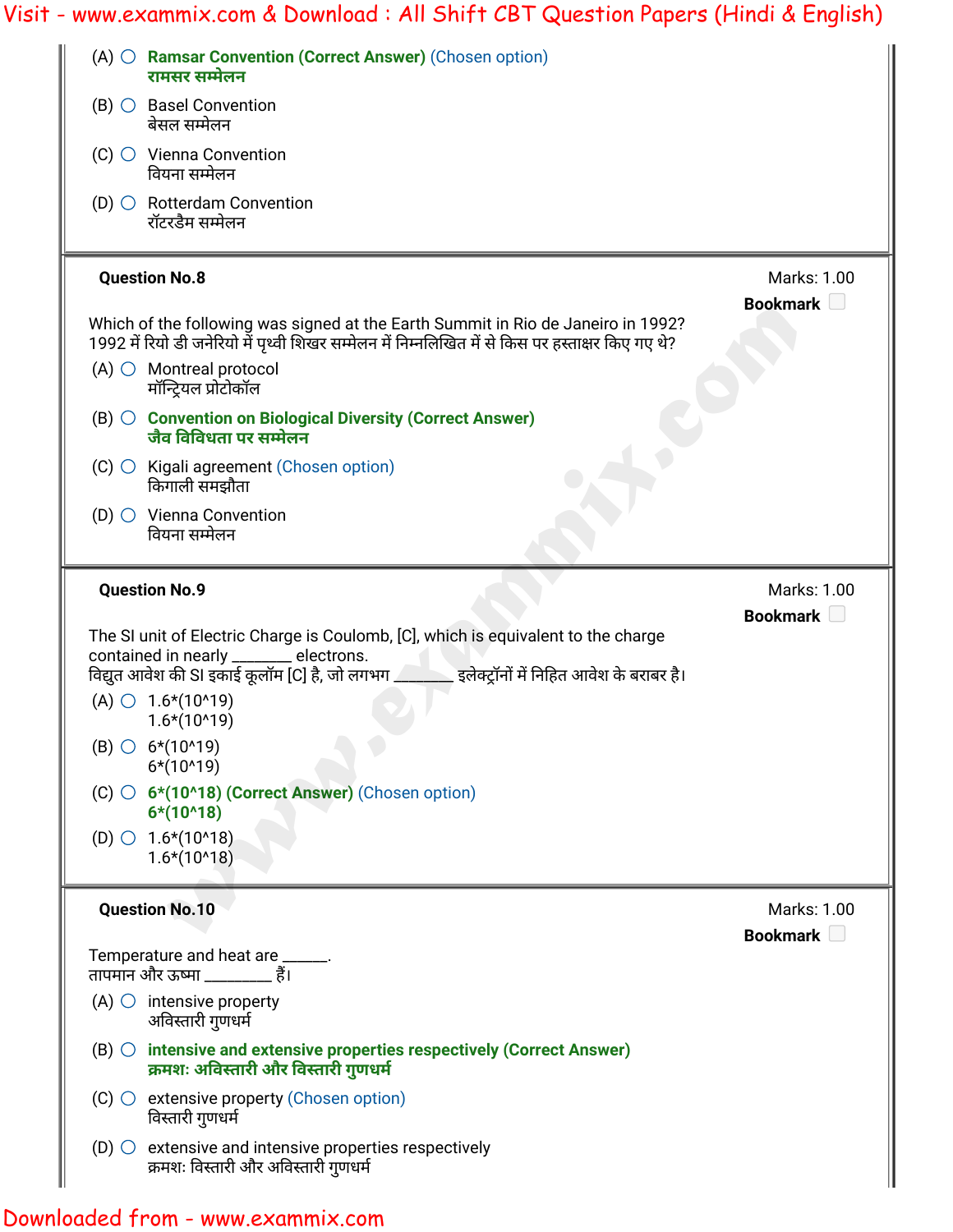(A) ○ **Ramsar Convention (Correct Answer)** (Chosen option)
**रामसर सम्मेलन**

(B) ○ Basel Convention
बेसल सम्मेलन

(C) ○ Vienna Convention
वियना सम्मेलन

(D) ○ Rotterdam Convention
रॉटरडैम सम्मेलन

---

**Question No.8**

Marks: 1.00

**Bookmark**

Which of the following was signed at the Earth Summit in Rio de Janeiro in 1992?
1992 में रियो डी जनेरियो में पृथ्वी शिखर सम्मेलन में निम्नलिखित में से किस पर हस्ताक्षर किए गए थे?

(A) ○ Montreal protocol
मॉन्ट्रियल प्रोटोकॉल

(B) ○ **Convention on Biological Diversity (Correct Answer)**
**जैव विविधता पर सम्मेलन**

(C) ○ Kigali agreement (Chosen option)
किगाली समझौता

(D) ○ Vienna Convention
वियना सम्मेलन

---

**Question No.9**

Marks: 1.00

**Bookmark**

The SI unit of Electric Charge is Coulomb, [C], which is equivalent to the charge contained in nearly _______ electrons.
विद्युत आवेश की SI इकाई कूलॉम [C] है, जो लगभग _______ इलेक्ट्रॉनों में निहित आवेश के बराबर है।

(A) ○ 1.6*(10^19)
1.6*(10^19)

(B) ○ 6*(10^19)
6*(10^19)

(C) ○ **6*(10^18) (Correct Answer)** (Chosen option)
**6*(10^18)**

(D) ○ 1.6*(10^18)
1.6*(10^18)

---

**Question No.10**

Marks: 1.00

**Bookmark**

Temperature and heat are ______.
तापमान और ऊष्मा _________ हैं।

(A) ○ intensive property
अविस्तारी गुणधर्म

(B) ○ **intensive and extensive properties respectively (Correct Answer)**
**क्रमशः अविस्तारी और विस्तारी गुणधर्म**

(C) ○ extensive property (Chosen option)
विस्तारी गुणधर्म

(D) ○ extensive and intensive properties respectively
क्रमशः विस्तारी और अविस्तारी गुणधर्म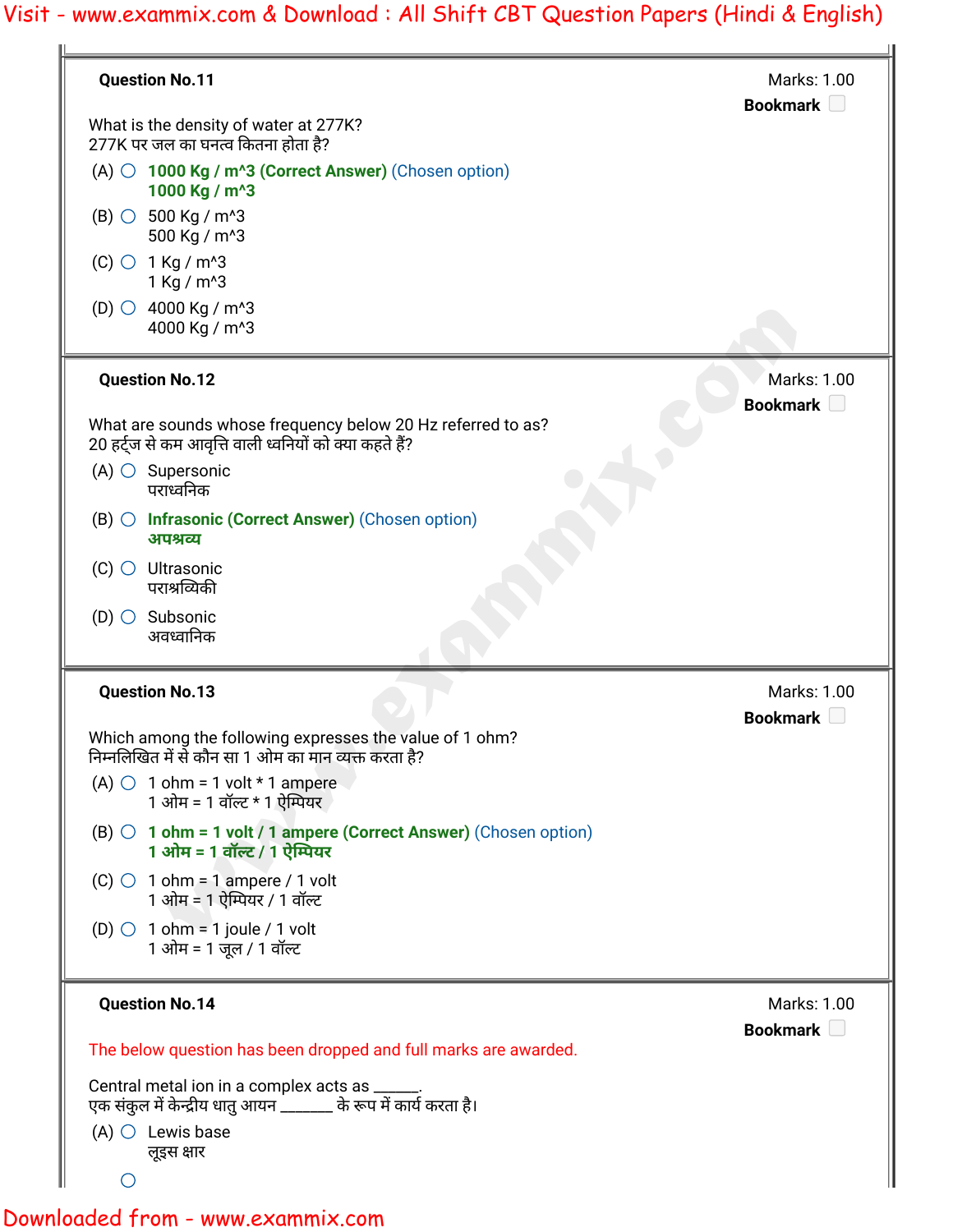**Question No.11**

Marks: 1.00

What is the density of water at 277K?
277K पर जल का घनत्व कितना होता है?

(A) **1000 Kg / m^3 (Correct Answer)** (Chosen option)
**1000 Kg / m^3**

(B) 500 Kg / m^3
500 Kg / m^3

(C) 1 Kg / m^3
1 Kg / m^3

(D) 4000 Kg / m^3
4000 Kg / m^3

**Question No.12**

Marks: 1.00

What are sounds whose frequency below 20 Hz referred to as?
20 हर्ट्ज से कम आवृत्ति वाली ध्वनियों को क्या कहते हैं?

(A) Supersonic
पराध्वनिक

(B) **Infrasonic (Correct Answer)** (Chosen option)
**अपश्रव्य**

(C) Ultrasonic
पराश्रव्यिकी

(D) Subsonic
अवध्वानिक

**Question No.13**

Marks: 1.00

Which among the following expresses the value of 1 ohm?
निम्नलिखित में से कौन सा 1 ओम का मान व्यक्त करता है?

(A) 1 ohm = 1 volt * 1 ampere
1 ओम = 1 वॉल्ट * 1 ऐम्पियर

(B) **1 ohm = 1 volt / 1 ampere (Correct Answer)** (Chosen option)
**1 ओम = 1 वॉल्ट / 1 ऐम्पियर**

(C) 1 ohm = 1 ampere / 1 volt
1 ओम = 1 ऐम्पियर / 1 वॉल्ट

(D) 1 ohm = 1 joule / 1 volt
1 ओम = 1 जूल / 1 वॉल्ट

**Question No.14**

Marks: 1.00

The below question has been dropped and full marks are awarded.

Central metal ion in a complex acts as ______.
एक संकुल में केन्द्रीय धातु आयन _______ के रूप में कार्य करता है।

(A) Lewis base
लूइस क्षार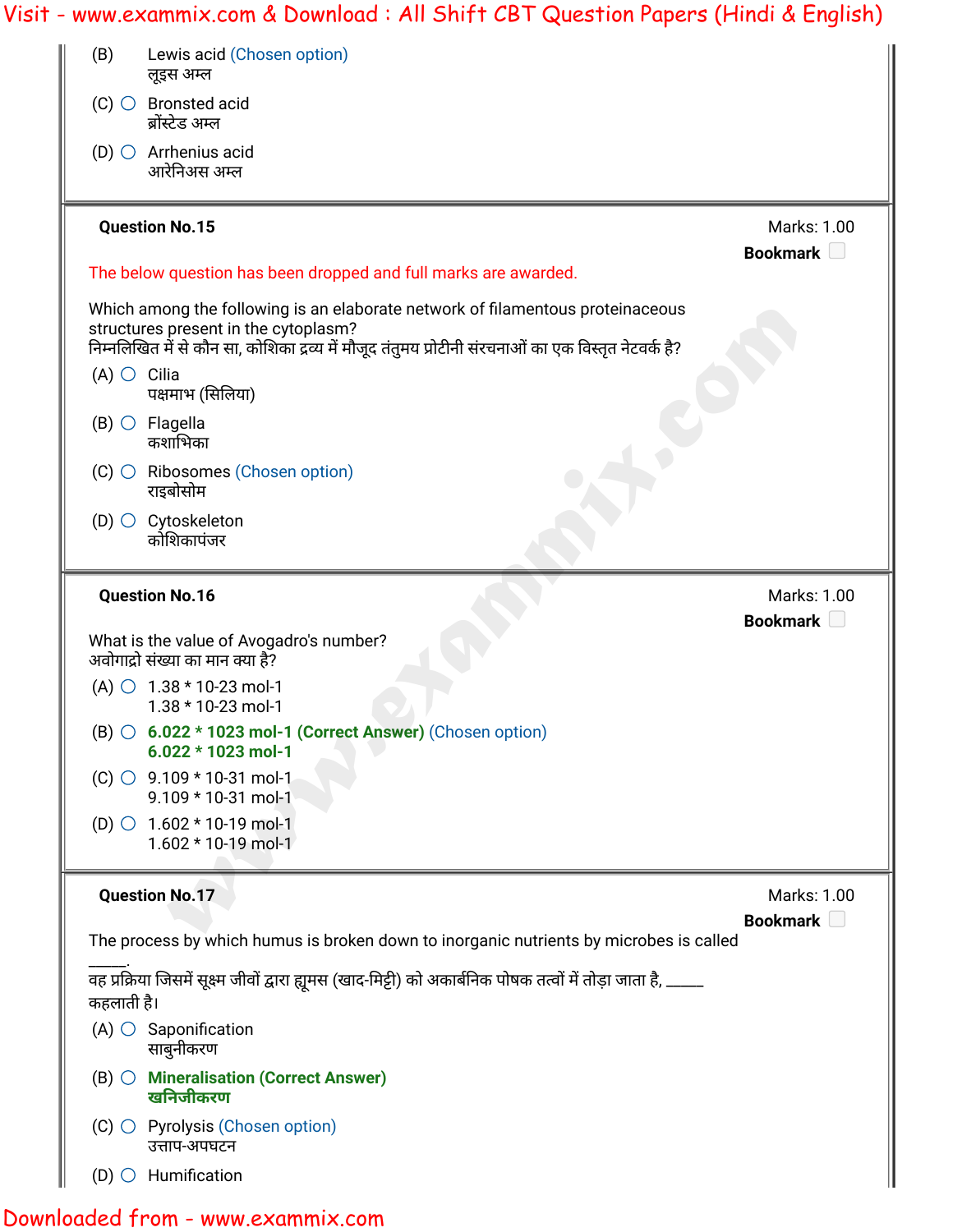(B) Lewis acid (Chosen option)
लूइस अम्ल

(C) Bronsted acid
ब्रोंस्टेड अम्ल

(D) Arrhenius acid
आरेनिअस अम्ल

**Question No.15** Marks: 1.00

**Bookmark**

The below question has been dropped and full marks are awarded.

Which among the following is an elaborate network of filamentous proteinaceous structures present in the cytoplasm?
निम्नलिखित में से कौन सा, कोशिका द्रव्य में मौजूद तंतुमय प्रोटीनी संरचनाओं का एक विस्तृत नेटवर्क है?

(A) Cilia
पक्ष्माभ (सिलिया)

(B) Flagella
कशाभिका

(C) Ribosomes (Chosen option)
राइबोसोम

(D) Cytoskeleton
कोशिकापंजर

**Question No.16** Marks: 1.00

**Bookmark**

What is the value of Avogadro's number?
अवोगाद्रो संख्या का मान क्या है?

(A) 1.38 * 10-23 mol-1
1.38 * 10-23 mol-1

(B) **6.022 * 1023 mol-1 (Correct Answer)** (Chosen option)
**6.022 * 1023 mol-1**

(C) 9.109 * 10-31 mol-1
9.109 * 10-31 mol-1

(D) 1.602 * 10-19 mol-1
1.602 * 10-19 mol-1

**Question No.17** Marks: 1.00

**Bookmark**

The process by which humus is broken down to inorganic nutrients by microbes is called _____.
वह प्रक्रिया जिसमें सूक्ष्म जीवों द्वारा ह्यूमस (खाद-मिट्टी) को अकार्बनिक पोषक तत्वों में तोड़ा जाता है, _____ कहलाती है।

(A) Saponification
साबुनीकरण

(B) **Mineralisation (Correct Answer)**
**खनिजीकरण**

(C) Pyrolysis (Chosen option)
उत्ताप-अपघटन

(D) Humification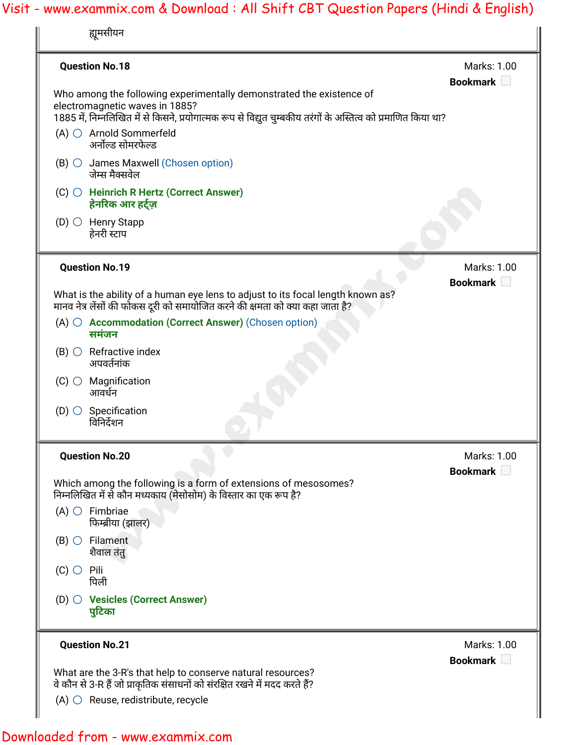ह्यूमसीयन

**Question No.18**

Marks: 1.00

Bookmark

Who among the following experimentally demonstrated the existence of electromagnetic waves in 1885?
1885 में, निम्नलिखित में से किसने, प्रयोगात्मक रूप से विद्युत चुम्बकीय तरंगों के अस्तित्व को प्रमाणित किया था?

(A) Arnold Sommerfeld
अर्नोल्ड सोमरफेल्ड

(B) James Maxwell (Chosen option)
जेम्स मैक्सवेल

(C) **Heinrich R Hertz (Correct Answer)**
**हेनरिक आर हर्ट्ज़**

(D) Henry Stapp
हेनरी स्टाप

**Question No.19**

Marks: 1.00

Bookmark

What is the ability of a human eye lens to adjust to its focal length known as?
मानव नेत्र लेंसों की फोकस दूरी को समायोजित करने की क्षमता को क्या कहा जाता है?

(A) **Accommodation (Correct Answer)** (Chosen option)
**समंजन**

(B) Refractive index
अपवर्तनांक

(C) Magnification
आवर्धन

(D) Specification
विनिर्देशन

**Question No.20**

Marks: 1.00

Bookmark

Which among the following is a form of extensions of mesosomes?
निम्नलिखित में से कौन मध्यकाय (मेसोसोम) के विस्तार का एक रूप है?

(A) Fimbriae
फिम्ब्रीया (झालर)

(B) Filament
शैवाल तंतु

(C) Pili
पिली

(D) **Vesicles (Correct Answer)**
**पुटिका**

**Question No.21**

Marks: 1.00

Bookmark

What are the 3-R's that help to conserve natural resources?
वे कौन से 3-R हैं जो प्राकृतिक संसाधनों को संरक्षित रखने में मदद करते हैं?

(A) Reuse, redistribute, recycle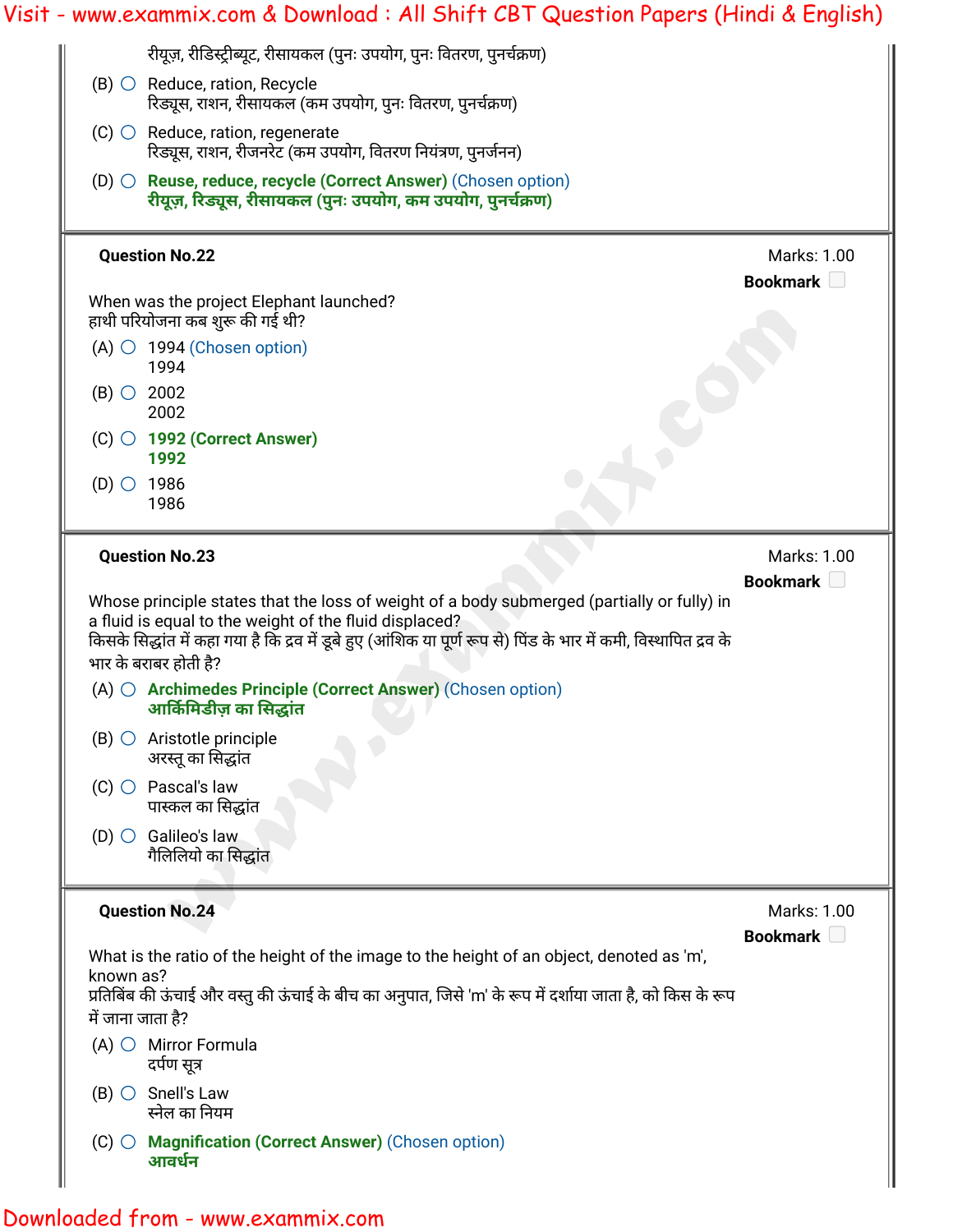रीयूज़, रीडिस्ट्रीब्यूट, रीसायकल (पुनः उपयोग, पुनः वितरण, पुनर्चक्रण)

(B) Reduce, ration, Recycle
रिड्यूस, राशन, रीसायकल (कम उपयोग, पुनः वितरण, पुनर्चक्रण)

(C) Reduce, ration, regenerate
रिड्यूस, राशन, रीजनरेट (कम उपयोग, वितरण नियंत्रण, पुनर्जनन)

(D) **Reuse, reduce, recycle (Correct Answer)** (Chosen option)
**रीयूज़, रिड्यूस, रीसायकल (पुनः उपयोग, कम उपयोग, पुनर्चक्रण)**

---

**Question No.22**

Marks: 1.00

**Bookmark**

When was the project Elephant launched?
हाथी परियोजना कब शुरू की गई थी?

(A) 1994 (Chosen option)
1994

(B) 2002
2002

(C) **1992 (Correct Answer)**
**1992**

(D) 1986
1986

---

**Question No.23**

Marks: 1.00

**Bookmark**

Whose principle states that the loss of weight of a body submerged (partially or fully) in a fluid is equal to the weight of the fluid displaced?
किसके सिद्धांत में कहा गया है कि द्रव में डूबे हुए (आंशिक या पूर्ण रूप से) पिंड के भार में कमी, विस्थापित द्रव के भार के बराबर होती है?

(A) **Archimedes Principle (Correct Answer)** (Chosen option)
**आर्किमिडीज़ का सिद्धांत**

(B) Aristotle principle
अरस्तू का सिद्धांत

(C) Pascal's law
पास्कल का सिद्धांत

(D) Galileo's law
गैलिलियो का सिद्धांत

---

**Question No.24**

Marks: 1.00

**Bookmark**

What is the ratio of the height of the image to the height of an object, denoted as 'm', known as?
प्रतिबिंब की ऊंचाई और वस्तु की ऊंचाई के बीच का अनुपात, जिसे 'm' के रूप में दर्शाया जाता है, को किस के रूप में जाना जाता है?

(A) Mirror Formula
दर्पण सूत्र

(B) Snell's Law
स्नेल का नियम

(C) **Magnification (Correct Answer)** (Chosen option)
**आवर्धन**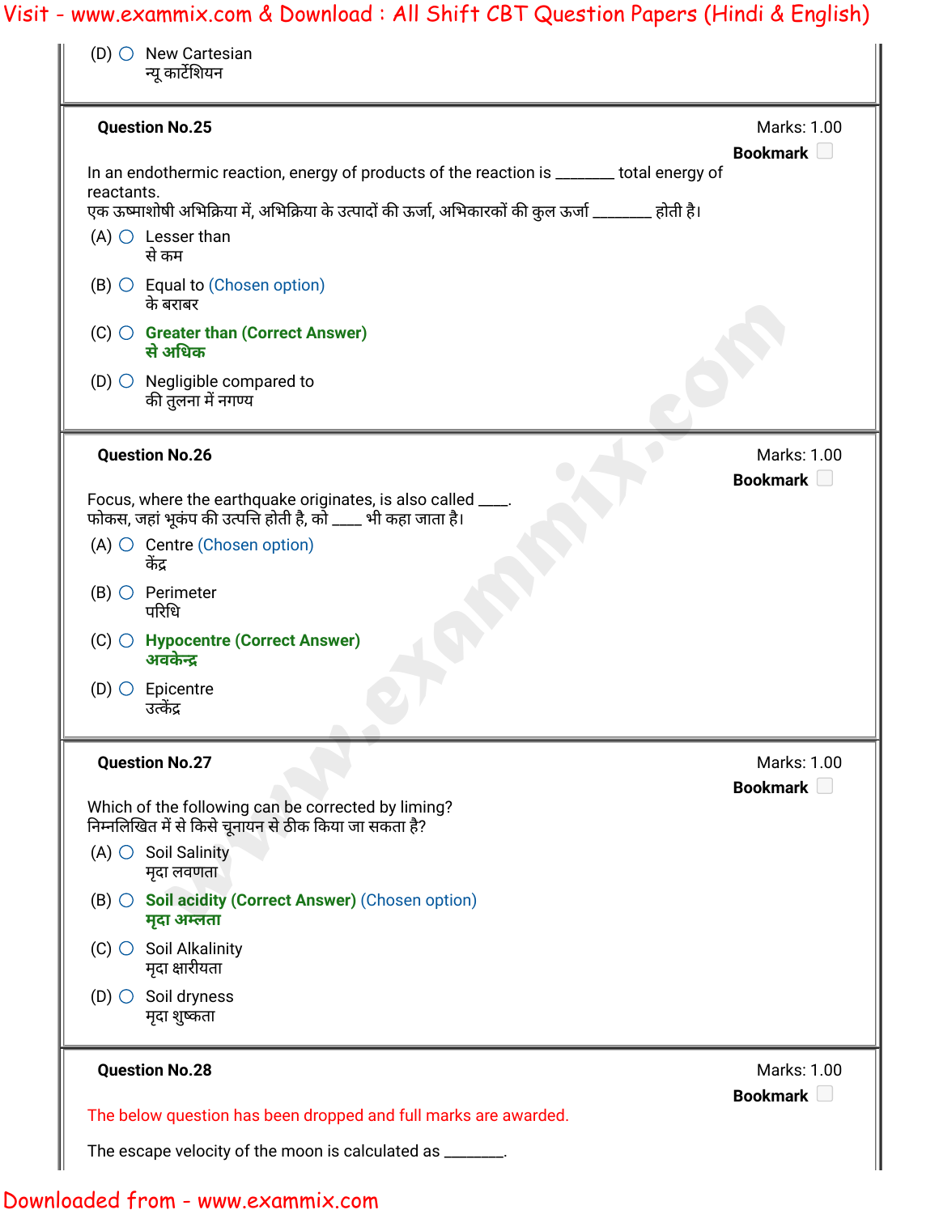(D) New Cartesian
न्यू कार्टेशियन

**Question No.25** Marks: 1.00

**Bookmark**

In an endothermic reaction, energy of products of the reaction is _______ total energy of reactants.
एक ऊष्माशोषी अभिक्रिया में, अभिक्रिया के उत्पादों की ऊर्जा, अभिकारकों की कुल ऊर्जा _______ होती है।

(A) Lesser than
से कम

(B) Equal to (Chosen option)
के बराबर

(C) **Greater than (Correct Answer)**
**से अधिक**

(D) Negligible compared to
की तुलना में नगण्य

**Question No.26** Marks: 1.00

**Bookmark**

Focus, where the earthquake originates, is also called ____.
फोकस, जहां भूकंप की उत्पत्ति होती है, को ____ भी कहा जाता है।

(A) Centre (Chosen option)
केंद्र

(B) Perimeter
परिधि

(C) **Hypocentre (Correct Answer)**
**अवकेन्द्र**

(D) Epicentre
उत्केंद्र

**Question No.27** Marks: 1.00

**Bookmark**

Which of the following can be corrected by liming?
निम्नलिखित में से किसे चूनायन से ठीक किया जा सकता है?

(A) Soil Salinity
मृदा लवणता

(B) **Soil acidity (Correct Answer)** (Chosen option)
**मृदा अम्लता**

(C) Soil Alkalinity
मृदा क्षारीयता

(D) Soil dryness
मृदा शुष्कता

**Question No.28** Marks: 1.00

**Bookmark**

The below question has been dropped and full marks are awarded.

The escape velocity of the moon is calculated as _______.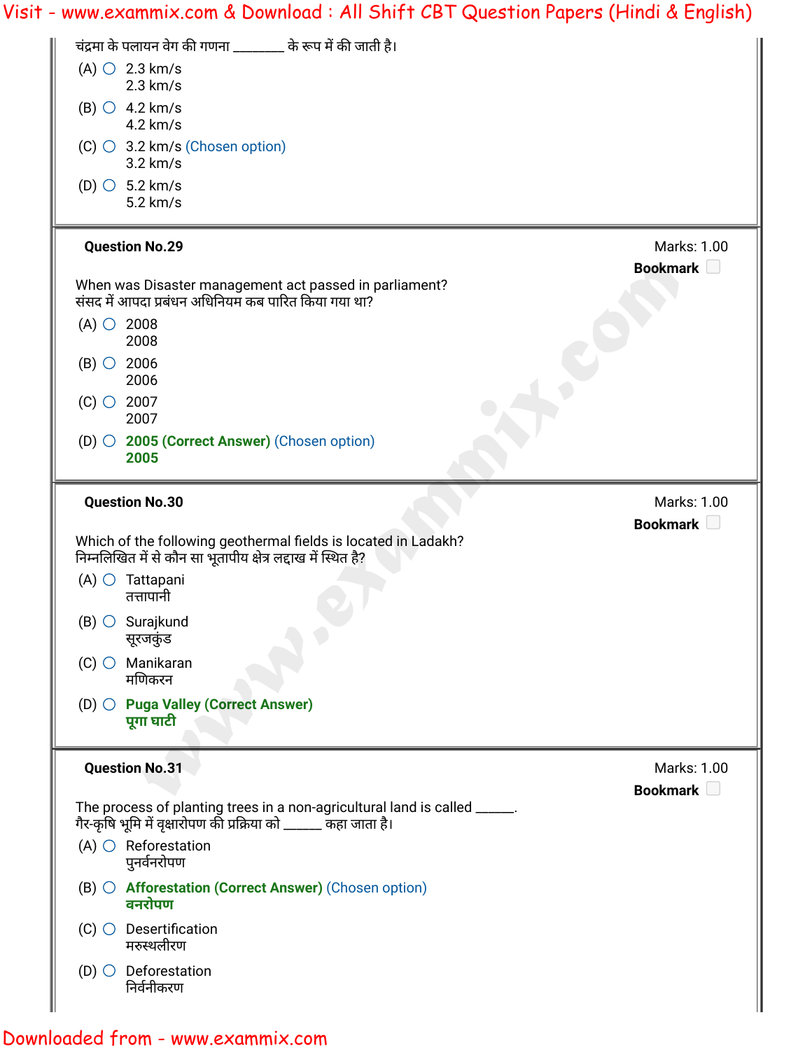चंद्रमा के पलायन वेग की गणना _______ के रूप में की जाती है।

(A) 2.3 km/s
2.3 km/s

(B) 4.2 km/s
4.2 km/s

(C) 3.2 km/s (Chosen option)
3.2 km/s

(D) 5.2 km/s
5.2 km/s

**Question No.29**

Marks: 1.00

**Bookmark**

When was Disaster management act passed in parliament?
संसद में आपदा प्रबंधन अधिनियम कब पारित किया गया था?

(A) 2008
2008

(B) 2006
2006

(C) 2007
2007

(D) **2005 (Correct Answer)** (Chosen option)
**2005**

**Question No.30**

Marks: 1.00

**Bookmark**

Which of the following geothermal fields is located in Ladakh?
निम्नलिखित में से कौन सा भूतापीय क्षेत्र लद्दाख में स्थित है?

(A) Tattapani
तत्तापानी

(B) Surajkund
सूरजकुंड

(C) Manikaran
मणिकरन

(D) **Puga Valley (Correct Answer)**
**पूगा घाटी**

**Question No.31**

Marks: 1.00

**Bookmark**

The process of planting trees in a non-agricultural land is called ______.
गैर-कृषि भूमि में वृक्षारोपण की प्रक्रिया को ______ कहा जाता है।

(A) Reforestation
पुनर्वनरोपण

(B) **Afforestation (Correct Answer)** (Chosen option)
**वनरोपण**

(C) Desertification
मरुस्थलीरण

(D) Deforestation
निर्वनीकरण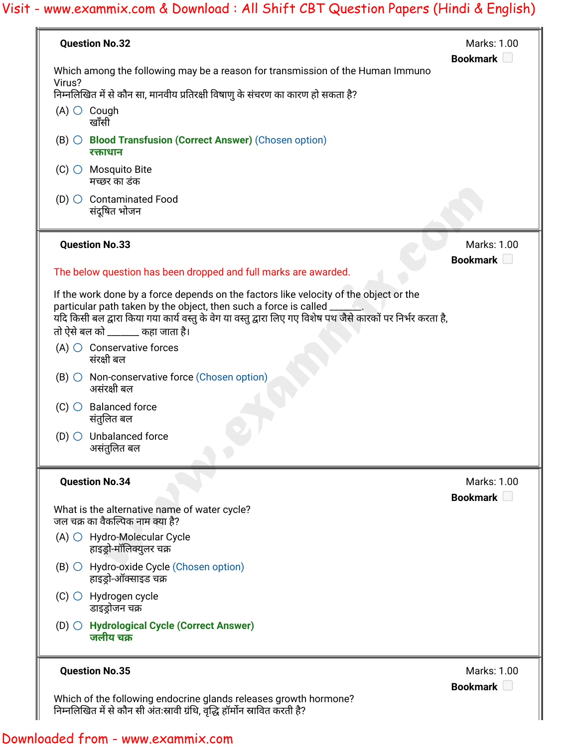**Question No.32** Marks: 1.00

Which among the following may be a reason for transmission of the Human Immuno Virus?
निम्नलिखित में से कौन सा, मानवीय प्रतिरक्षी विषाणु के संचरण का कारण हो सकता है?

(A) Cough
खाँसी

(B) **Blood Transfusion (Correct Answer)** (Chosen option)
**रक्ताधान**

(C) Mosquito Bite
मच्छर का डंक

(D) Contaminated Food
संदूषित भोजन

**Question No.33** Marks: 1.00

The below question has been dropped and full marks are awarded.

If the work done by a force depends on the factors like velocity of the object or the particular path taken by the object, then such a force is called _______.
यदि किसी बल द्वारा किया गया कार्य वस्तु के वेग या वस्तु द्वारा लिए गए विशेष पथ जैसे कारकों पर निर्भर करता है, तो ऐसे बल को _______ कहा जाता है।

(A) Conservative forces
संरक्षी बल

(B) Non-conservative force (Chosen option)
असंरक्षी बल

(C) Balanced force
संतुलित बल

(D) Unbalanced force
असंतुलित बल

**Question No.34** Marks: 1.00

What is the alternative name of water cycle?
जल चक्र का वैकल्पिक नाम क्या है?

(A) Hydro-Molecular Cycle
हाइड्रो-मॉलिक्युलर चक्र

(B) Hydro-oxide Cycle (Chosen option)
हाइड्रो-ऑक्साइड चक्र

(C) Hydrogen cycle
डाइड्रोजन चक्र

(D) **Hydrological Cycle (Correct Answer)**
**जलीय चक्र**

**Question No.35** Marks: 1.00

Which of the following endocrine glands releases growth hormone?
निम्नलिखित में से कौन सी अंतःस्रावी ग्रंथि, वृद्धि हॉर्मोन स्रावित करती है?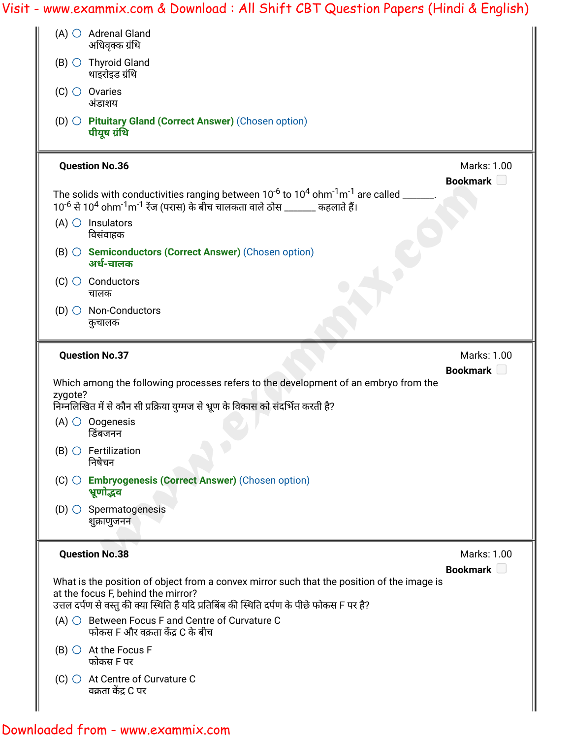(A) ○ Adrenal Gland
अधिवृक्क ग्रंथि

(B) ○ Thyroid Gland
थाइरोइड ग्रंथि

(C) ○ Ovaries
अंडाशय

(D) ○ **Pituitary Gland (Correct Answer)** (Chosen option)
**पीयूष ग्रंथि**

---

**Question No.36**

Marks: 1.00

**Bookmark**

The solids with conductivities ranging between $10^{-6}$ to $10^{4}$ $ohm^{-1}m^{-1}$ are called ______.
$10^{-6}$ से $10^{4}$ $ohm^{-1}m^{-1}$ रेंज (परास) के बीच चालकता वाले ठोस ______ कहलाते हैं।

(A) ○ Insulators
विसंवाहक

(B) ○ **Semiconductors (Correct Answer)** (Chosen option)
**अर्ध-चालक**

(C) ○ Conductors
चालक

(D) ○ Non-Conductors
कुचालक

---

**Question No.37**

Marks: 1.00

**Bookmark**

Which among the following processes refers to the development of an embryo from the zygote?
निम्नलिखित में से कौन सी प्रक्रिया युग्मज से भ्रूण के विकास को संदर्भित करती है?

(A) ○ Oogenesis
डिंबजनन

(B) ○ Fertilization
निषेचन

(C) ○ **Embryogenesis (Correct Answer)** (Chosen option)
**भ्रूणोद्भव**

(D) ○ Spermatogenesis
शुक्राणुजनन

---

**Question No.38**

Marks: 1.00

**Bookmark**

What is the position of object from a convex mirror such that the position of the image is at the focus F, behind the mirror?
उत्तल दर्पण से वस्तु की क्या स्थिति है यदि प्रतिबिंब की स्थिति दर्पण के पीछे फोकस F पर है?

(A) ○ Between Focus F and Centre of Curvature C
फोकस F और वक्रता केंद्र C के बीच

(B) ○ At the Focus F
फोकस F पर

(C) ○ At Centre of Curvature C
वक्रता केंद्र C पर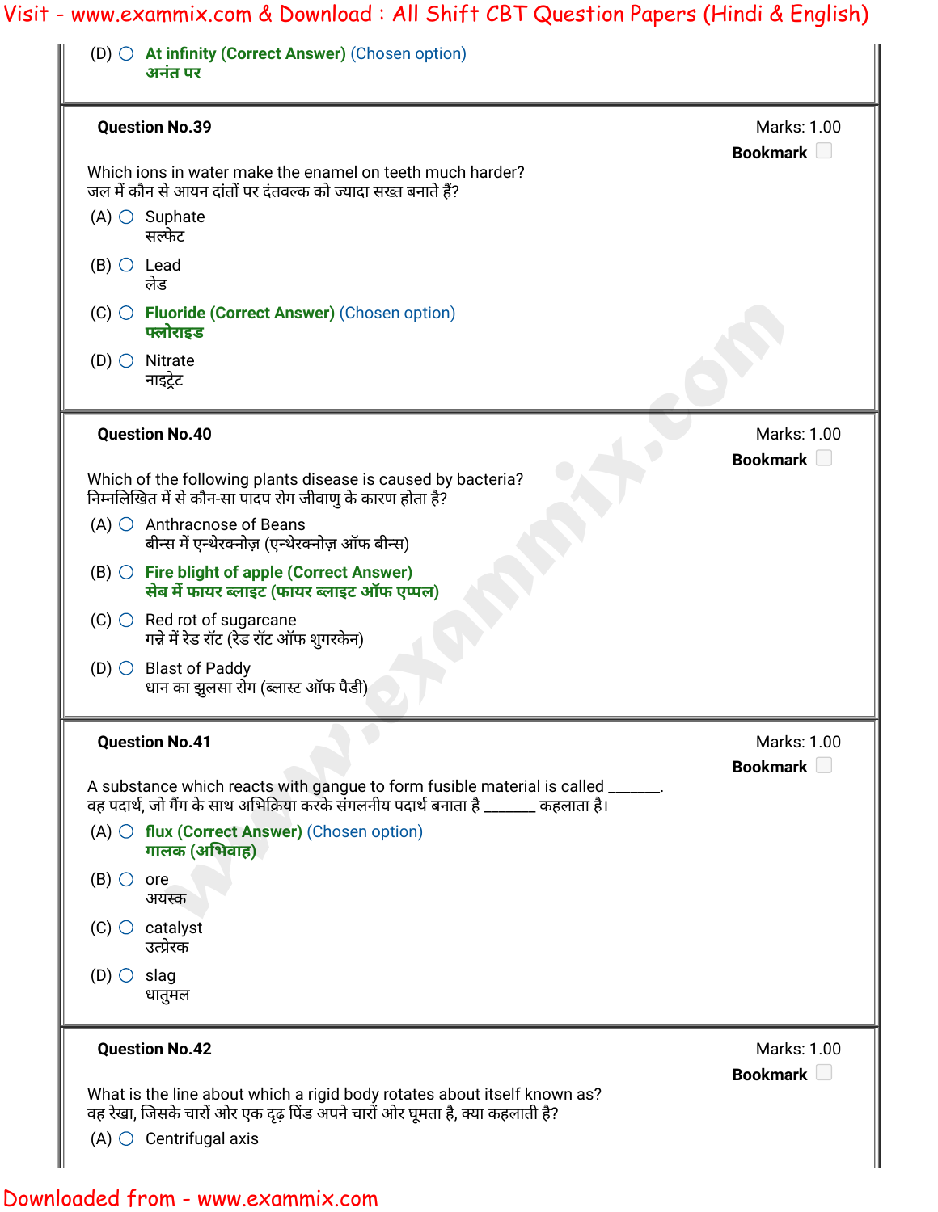(D) ○ **At infinity (Correct Answer)** (Chosen option)
**अनंत पर**

---

**Question No.39**

Marks: 1.00
**Bookmark**

Which ions in water make the enamel on teeth much harder?
जल में कौन से आयन दांतों पर दंतवल्क को ज्यादा सख्त बनाते हैं?

(A) ○ Suphate
सल्फेट

(B) ○ Lead
लेड

(C) ○ **Fluoride (Correct Answer)** (Chosen option)
**फ्लोराइड**

(D) ○ Nitrate
नाइट्रेट

---

**Question No.40**

Marks: 1.00
**Bookmark**

Which of the following plants disease is caused by bacteria?
निम्नलिखित में से कौन-सा पादप रोग जीवाणु के कारण होता है?

(A) ○ Anthracnose of Beans
बीन्स में एन्थेरक्नोज़ (एन्थेरक्नोज़ ऑफ बीन्स)

(B) ○ **Fire blight of apple (Correct Answer)**
**सेब में फायर ब्लाइट (फायर ब्लाइट ऑफ एप्पल)**

(C) ○ Red rot of sugarcane
गन्ने में रेड रॉट (रेड रॉट ऑफ शुगरकेन)

(D) ○ Blast of Paddy
धान का झुलसा रोग (ब्लास्ट ऑफ पैडी)

---

**Question No.41**

Marks: 1.00
**Bookmark**

A substance which reacts with gangue to form fusible material is called _______.
वह पदार्थ, जो गैंग के साथ अभिक्रिया करके संगलनीय पदार्थ बनाता है _______ कहलाता है।

(A) ○ **flux (Correct Answer)** (Chosen option)
**गालक (अभिवाह)**

(B) ○ ore
अयस्क

(C) ○ catalyst
उत्प्रेरक

(D) ○ slag
धातुमल

---

**Question No.42**

Marks: 1.00
**Bookmark**

What is the line about which a rigid body rotates about itself known as?
वह रेखा, जिसके चारों ओर एक दृढ़ पिंड अपने चारों ओर घूमता है, क्या कहलाती है?

(A) ○ Centrifugal axis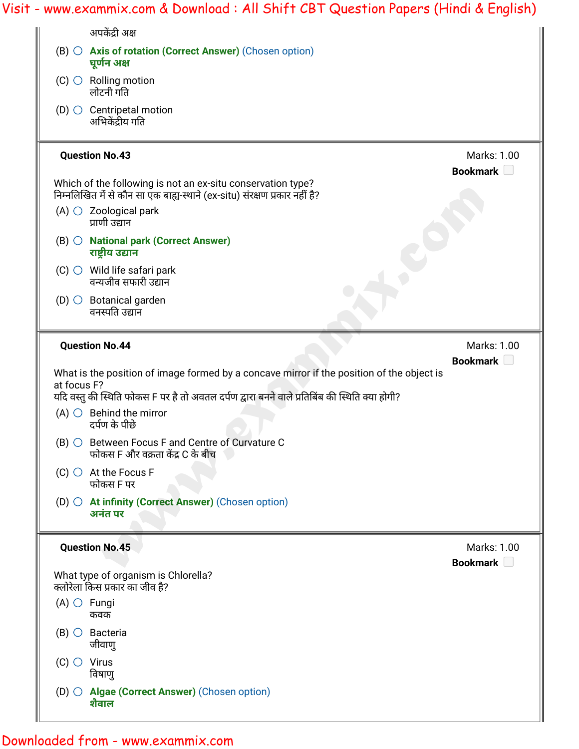अपकेंद्री अक्ष

(B) ○ **Axis of rotation (Correct Answer)** (Chosen option)
**घूर्णन अक्ष**

(C) ○ Rolling motion
लोटनी गति

(D) ○ Centripetal motion
अभिकेंद्रीय गति

---

**Question No.43**

Marks: 1.00

**Bookmark**

Which of the following is not an ex-situ conservation type?
निम्नलिखित में से कौन सा एक बाह्य-स्थाने (ex-situ) संरक्षण प्रकार नहीं है?

(A) ○ Zoological park
प्राणी उद्यान

(B) ○ **National park (Correct Answer)**
**राष्ट्रीय उद्यान**

(C) ○ Wild life safari park
वन्यजीव सफारी उद्यान

(D) ○ Botanical garden
वनस्पति उद्यान

---

**Question No.44**

Marks: 1.00

**Bookmark**

What is the position of image formed by a concave mirror if the position of the object is at focus F?
यदि वस्तु की स्थिति फोकस F पर है तो अवतल दर्पण द्वारा बनने वाले प्रतिबिंब की स्थिति क्या होगी?

(A) ○ Behind the mirror
दर्पण के पीछे

(B) ○ Between Focus F and Centre of Curvature C
फोकस F और वक्रता केंद्र C के बीच

(C) ○ At the Focus F
फोकस F पर

(D) ○ **At infinity (Correct Answer)** (Chosen option)
**अनंत पर**

---

**Question No.45**

Marks: 1.00

**Bookmark**

What type of organism is Chlorella?
क्लोरेला किस प्रकार का जीव है?

(A) ○ Fungi
कवक

(B) ○ Bacteria
जीवाणु

(C) ○ Virus
विषाणु

(D) ○ **Algae (Correct Answer)** (Chosen option)
**शैवाल**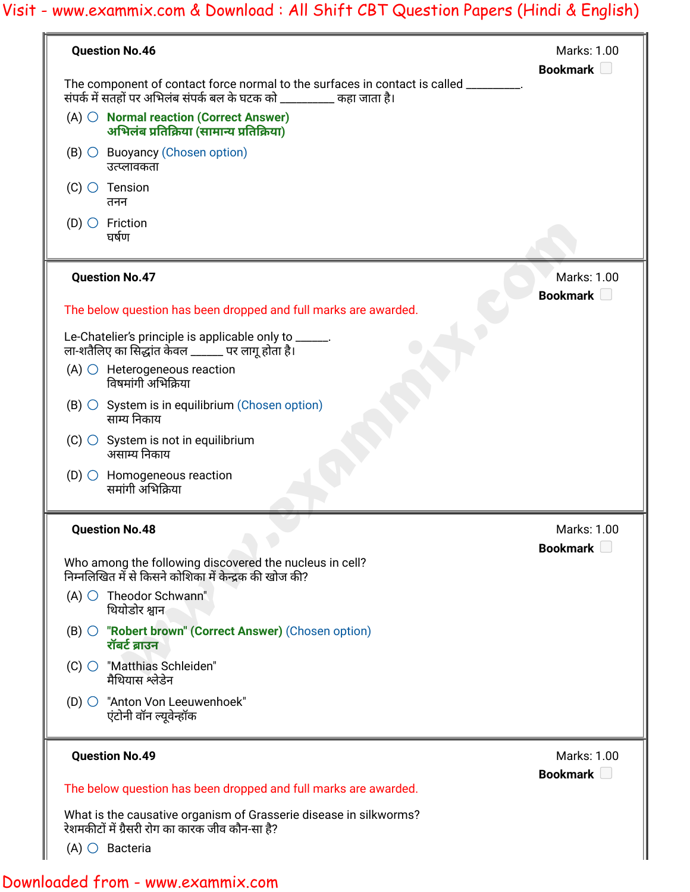**Question No.46**

Marks: 1.00

Bookmark

The component of contact force normal to the surfaces in contact is called _________.
संपर्क में सतहों पर अभिलंब संपर्क बल के घटक को _________ कहा जाता है।

(A) Normal reaction (Correct Answer)
अभिलंब प्रतिक्रिया (सामान्य प्रतिक्रिया)

(B) Buoyancy (Chosen option)
उत्प्लावकता

(C) Tension
तनन

(D) Friction
घर्षण

**Question No.47**

Marks: 1.00

Bookmark

The below question has been dropped and full marks are awarded.

Le-Chatelier's principle is applicable only to ______.
ला-शतैलिए का सिद्धांत केवल ______ पर लागू होता है।

(A) Heterogeneous reaction
विषमांगी अभिक्रिया

(B) System is in equilibrium (Chosen option)
साम्य निकाय

(C) System is not in equilibrium
असाम्य निकाय

(D) Homogeneous reaction
समांगी अभिक्रिया

**Question No.48**

Marks: 1.00

Bookmark

Who among the following discovered the nucleus in cell?
निम्नलिखित में से किसने कोशिका में केन्द्रक की खोज की?

(A) Theodor Schwann"
थियोडोर श्वान

(B) "Robert brown" (Correct Answer) (Chosen option)
रॉबर्ट ब्राउन

(C) "Matthias Schleiden"
मैथियास श्लेडेन

(D) "Anton Von Leeuwenhoek"
एंटोनी वॉन ल्यूवेन्हॉक

**Question No.49**

Marks: 1.00

Bookmark

The below question has been dropped and full marks are awarded.

What is the causative organism of Grasserie disease in silkworms?
रेशमकीटों में ग्रैसरी रोग का कारक जीव कौन-सा है?

(A) Bacteria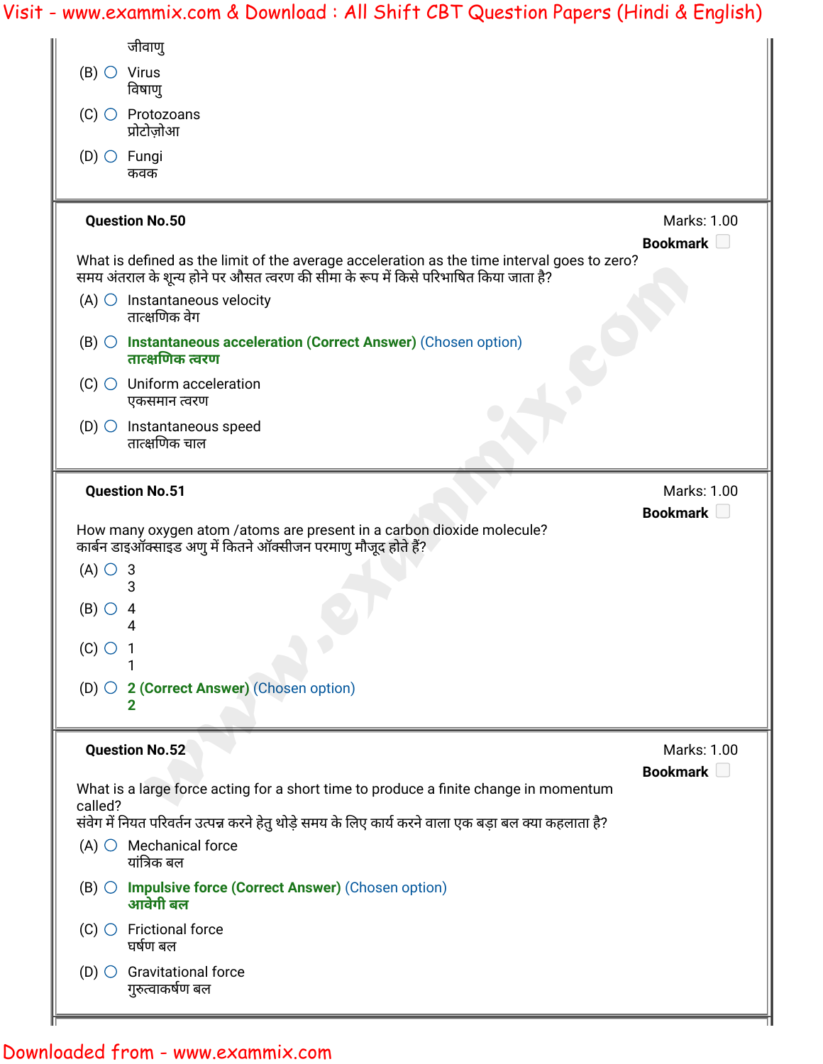जीवाणु

(B) Virus
विषाणु

(C) Protozoans
प्रोटोज़ोआ

(D) Fungi
कवक

**Question No.50** Marks: 1.00

**Bookmark**

What is defined as the limit of the average acceleration as the time interval goes to zero?
समय अंतराल के शून्य होने पर औसत त्वरण की सीमा के रूप में किसे परिभाषित किया जाता है?

(A) Instantaneous velocity
तात्क्षणिक वेग

(B) **Instantaneous acceleration (Correct Answer)** (Chosen option)
**तात्क्षणिक त्वरण**

(C) Uniform acceleration
एकसमान त्वरण

(D) Instantaneous speed
तात्क्षणिक चाल

**Question No.51** Marks: 1.00

**Bookmark**

How many oxygen atom /atoms are present in a carbon dioxide molecule?
कार्बन डाइऑक्साइड अणु में कितने ऑक्सीजन परमाणु मौजूद होते हैं?

(A) 3
3

(B) 4
4

(C) 1
1

(D) **2 (Correct Answer)** (Chosen option)
**2**

**Question No.52** Marks: 1.00

**Bookmark**

What is a large force acting for a short time to produce a finite change in momentum called?
संवेग में नियत परिवर्तन उत्पन्न करने हेतु थोड़े समय के लिए कार्य करने वाला एक बड़ा बल क्या कहलाता है?

(A) Mechanical force
यांत्रिक बल

(B) **Impulsive force (Correct Answer)** (Chosen option)
**आवेगी बल**

(C) Frictional force
घर्षण बल

(D) Gravitational force
गुरुत्वाकर्षण बल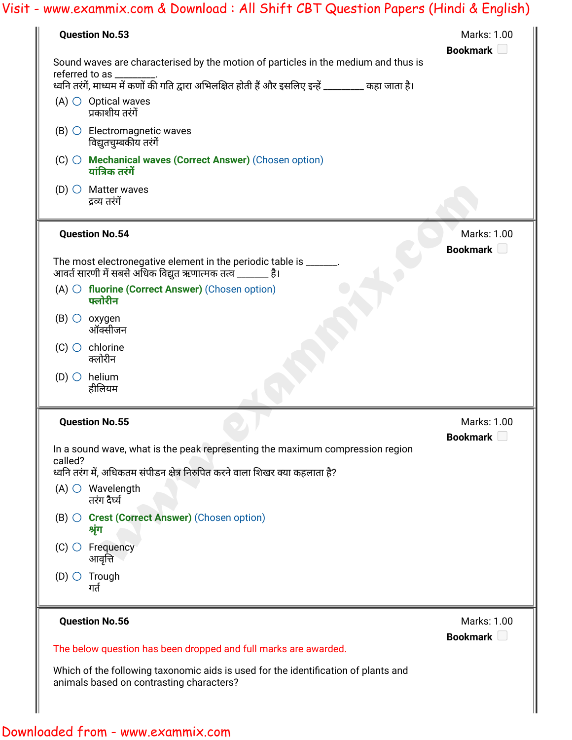**Question No.53**

Marks: 1.00

Bookmark

Sound waves are characterised by the motion of particles in the medium and thus is referred to as ________.
ध्वनि तरंगें, माध्यम में कणों की गति द्वारा अभिलक्षित होती हैं और इसलिए इन्हें ________ कहा जाता है।

(A) Optical waves
प्रकाशीय तरंगें

(B) Electromagnetic waves
विद्युतचुम्बकीय तरंगें

(C) **Mechanical waves (Correct Answer)** (Chosen option)
**यांत्रिक तरंगें**

(D) Matter waves
द्रव्य तरंगें

**Question No.54**

Marks: 1.00

Bookmark

The most electronegative element in the periodic table is ______.
आवर्त सारणी में सबसे अधिक विद्युत ऋणात्मक तत्व ______ है।

(A) **fluorine (Correct Answer)** (Chosen option)
**फ्लोरीन**

(B) oxygen
ऑक्सीजन

(C) chlorine
क्लोरीन

(D) helium
हीलियम

**Question No.55**

Marks: 1.00

Bookmark

In a sound wave, what is the peak representing the maximum compression region called?
ध्वनि तरंग में, अधिकतम संपीडन क्षेत्र निरुपित करने वाला शिखर क्या कहलाता है?

(A) Wavelength
तरंग दैर्घ्य

(B) **Crest (Correct Answer)** (Chosen option)
**श्रृंग**

(C) Frequency
आवृत्ति

(D) Trough
गर्त

**Question No.56**

Marks: 1.00

Bookmark

The below question has been dropped and full marks are awarded.

Which of the following taxonomic aids is used for the identification of plants and animals based on contrasting characters?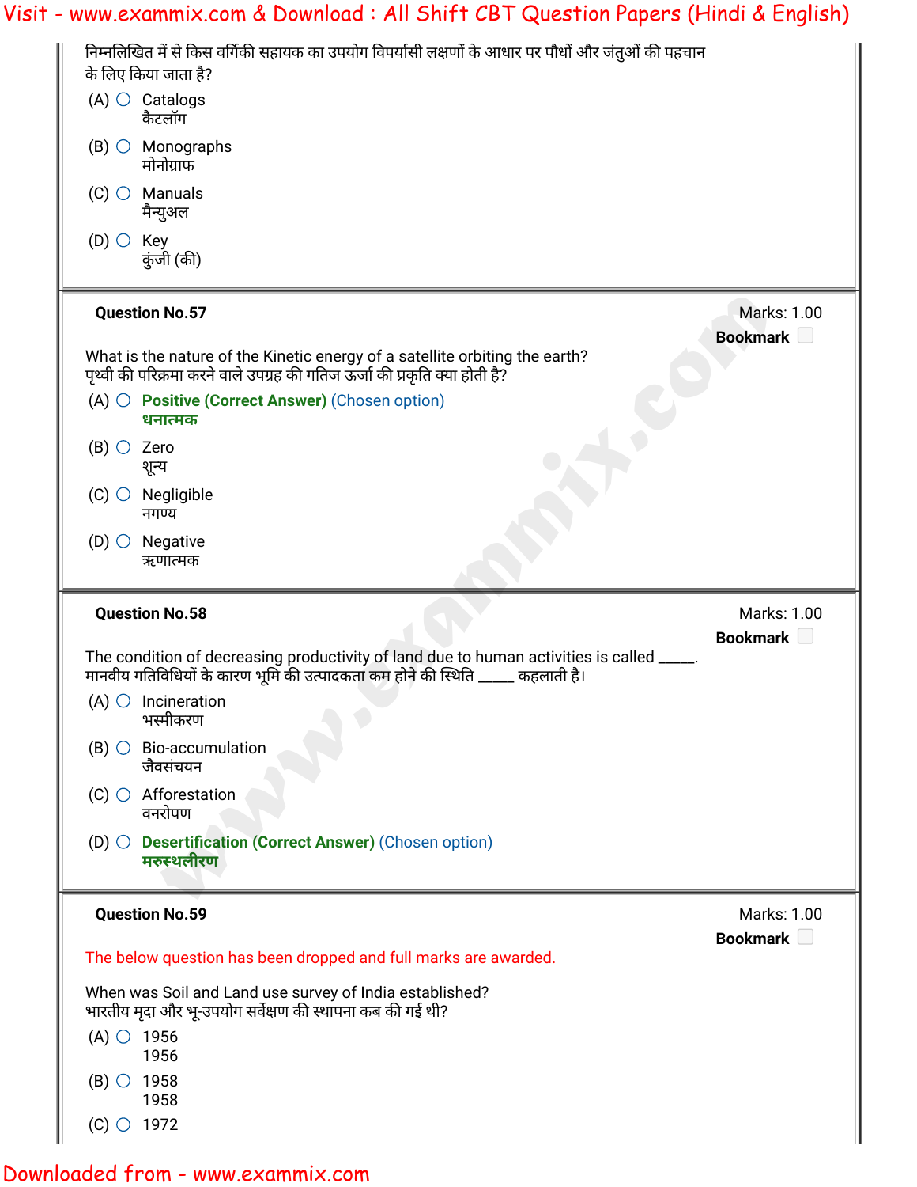निम्नलिखित में से किस वर्गिकी सहायक का उपयोग विपर्यासी लक्षणों के आधार पर पौधों और जंतुओं की पहचान के लिए किया जाता है?

(A) Catalogs
कैटलॉग

(B) Monographs
मोनोग्राफ

(C) Manuals
मैन्युअल

(D) Key
कुंजी (की)

---

**Question No.57** Marks: 1.00

**Bookmark**

What is the nature of the Kinetic energy of a satellite orbiting the earth?
पृथ्वी की परिक्रमा करने वाले उपग्रह की गतिज ऊर्जा की प्रकृति क्या होती है?

(A) **Positive (Correct Answer)** (Chosen option)
**धनात्मक**

(B) Zero
शून्य

(C) Negligible
नगण्य

(D) Negative
ऋणात्मक

---

**Question No.58** Marks: 1.00

**Bookmark**

The condition of decreasing productivity of land due to human activities is called _____.
मानवीय गतिविधियों के कारण भूमि की उत्पादकता कम होने की स्थिति _____ कहलाती है।

(A) Incineration
भस्मीकरण

(B) Bio-accumulation
जैवसंचयन

(C) Afforestation
वनरोपण

(D) **Desertification (Correct Answer)** (Chosen option)
**मरुस्थलीरण**

---

**Question No.59** Marks: 1.00

**Bookmark**

The below question has been dropped and full marks are awarded.

When was Soil and Land use survey of India established?
भारतीय मृदा और भू-उपयोग सर्वेक्षण की स्थापना कब की गई थी?

(A) 1956
1956

(B) 1958
1958

(C) 1972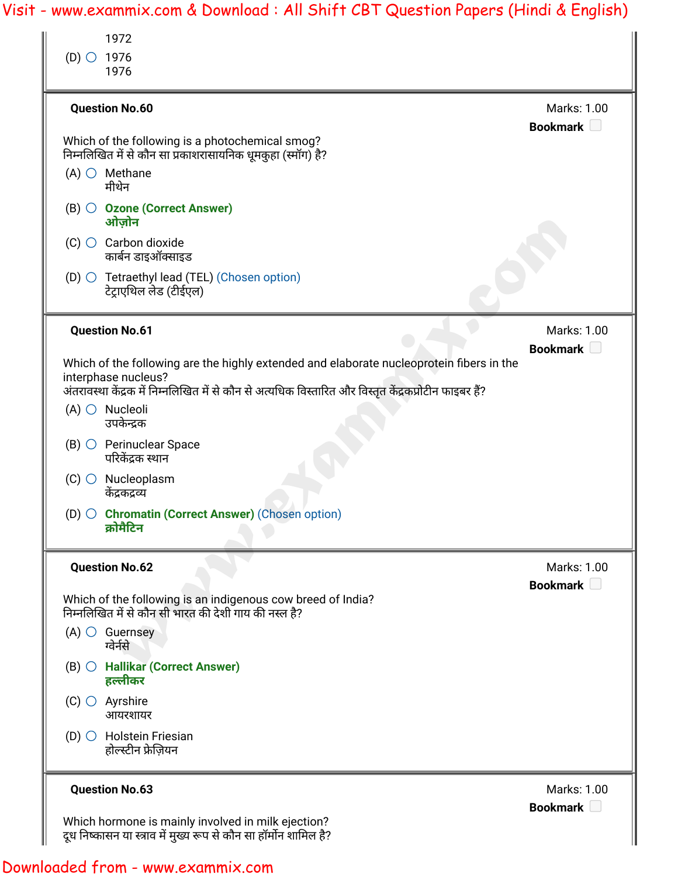1972

(D) 1976
1976

**Question No.60**

Marks: 1.00

Which of the following is a photochemical smog?
निम्नलिखित में से कौन सा प्रकाशरासायनिक धूमकुहा (स्मॉग) है?

(A) Methane
मीथेन

(B) **Ozone (Correct Answer)**
**ओज़ोन**

(C) Carbon dioxide
कार्बन डाइऑक्साइड

(D) Tetraethyl lead (TEL) (Chosen option)
टेट्राएथिल लेड (टीईएल)

**Question No.61**

Marks: 1.00

Which of the following are the highly extended and elaborate nucleoprotein fibers in the interphase nucleus?
अंतरावस्था केंद्रक में निम्नलिखित में से कौन से अत्यधिक विस्तारित और विस्तृत केंद्रकप्रोटीन फाइबर हैं?

(A) Nucleoli
उपकेन्द्रक

(B) Perinuclear Space
परिकेंद्रक स्थान

(C) Nucleoplasm
केंद्रकद्रव्य

(D) **Chromatin (Correct Answer)** (Chosen option)
**क्रोमैटिन**

**Question No.62**

Marks: 1.00

Which of the following is an indigenous cow breed of India?
निम्नलिखित में से कौन सी भारत की देशी गाय की नस्ल है?

(A) Guernsey
ग्वेर्नसे

(B) **Hallikar (Correct Answer)**
**हल्लीकर**

(C) Ayrshire
आयरशायर

(D) Holstein Friesian
होल्स्टीन फ्रेज़ियन

**Question No.63**

Marks: 1.00

Which hormone is mainly involved in milk ejection?
दूध निष्कासन या स्त्राव में मुख्य रूप से कौन सा हॉर्मोन शामिल है?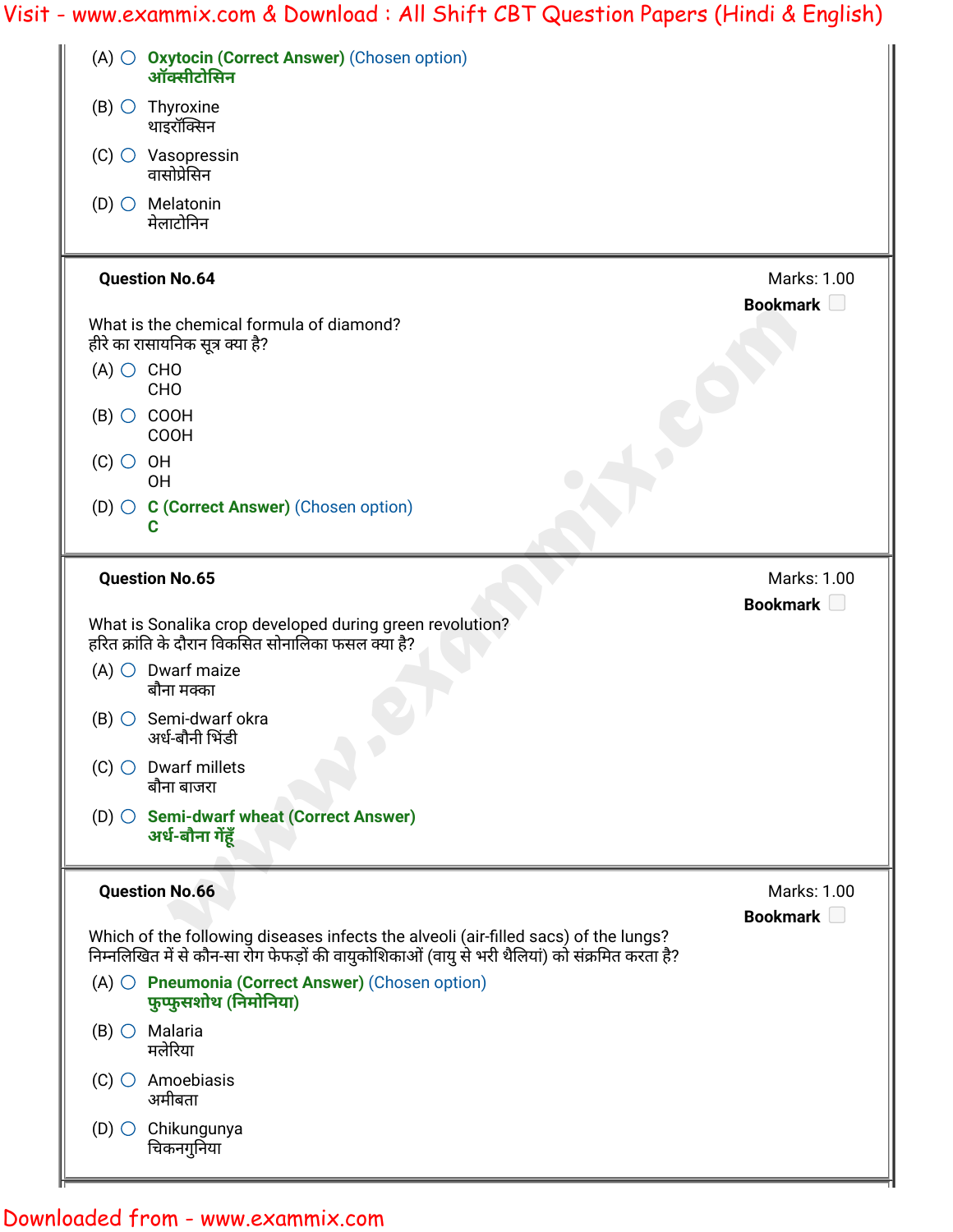(A) Oxytocin (Correct Answer) (Chosen option)
ऑक्सीटोसिन

(B) Thyroxine
थाइरॉक्सिन

(C) Vasopressin
वासोप्रेसिन

(D) Melatonin
मेलाटोनिन

---

**Question No.64** Marks: 1.00

**Bookmark**

What is the chemical formula of diamond?
हीरे का रासायनिक सूत्र क्या है?

(A) CHO
CHO

(B) COOH
COOH

(C) OH
OH

(D) C (Correct Answer) (Chosen option)
C

---

**Question No.65** Marks: 1.00

**Bookmark**

What is Sonalika crop developed during green revolution?
हरित क्रांति के दौरान विकसित सोनालिका फसल क्या है?

(A) Dwarf maize
बौना मक्का

(B) Semi-dwarf okra
अर्ध-बौनी भिंडी

(C) Dwarf millets
बौना बाजरा

(D) Semi-dwarf wheat (Correct Answer)
अर्ध-बौना गेंहूँ

---

**Question No.66** Marks: 1.00

**Bookmark**

Which of the following diseases infects the alveoli (air-filled sacs) of the lungs?
निम्नलिखित में से कौन-सा रोग फेफड़ों की वायुकोशिकाओं (वायु से भरी थैलियां) को संक्रमित करता है?

(A) Pneumonia (Correct Answer) (Chosen option)
फुप्फुसशोथ (निमोनिया)

(B) Malaria
मलेरिया

(C) Amoebiasis
अमीबता

(D) Chikungunya
चिकनगुनिया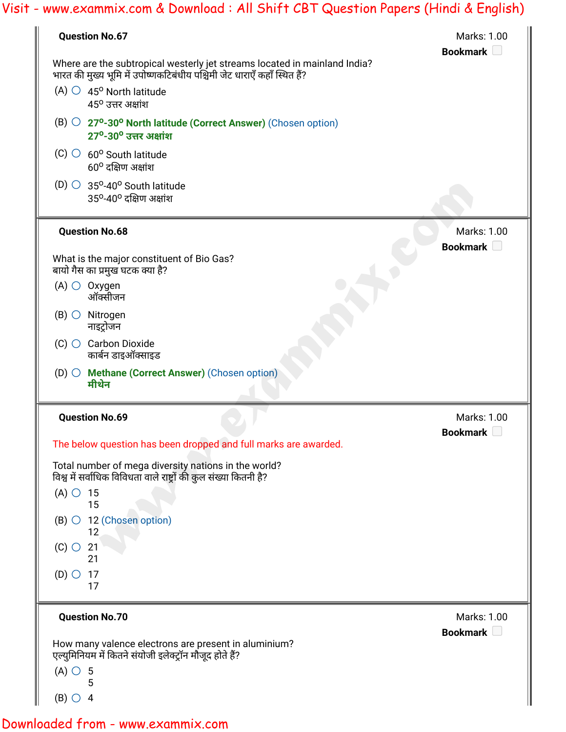**Question No.67**

Marks: 1.00

Bookmark

Where are the subtropical westerly jet streams located in mainland India?
भारत की मुख्य भूमि में उपोष्णकटिबंधीय पश्चिमी जेट धाराएँ कहाँ स्थित हैं?

(A) $45^o$ North latitude
$45^o$ उत्तर अक्षांश

(B) **$27^o$-$30^o$ North latitude (Correct Answer)** (Chosen option)
**$27^o$-$30^o$ उत्तर अक्षांश**

(C) $60^o$ South latitude
$60^o$ दक्षिण अक्षांश

(D) $35^o$-$40^o$ South latitude
$35^o$-$40^o$ दक्षिण अक्षांश

---

**Question No.68**

Marks: 1.00

Bookmark

What is the major constituent of Bio Gas?
बायो गैस का प्रमुख घटक क्या है?

(A) Oxygen
ऑक्सीजन

(B) Nitrogen
नाइट्रोजन

(C) Carbon Dioxide
कार्बन डाइऑक्साइड

(D) **Methane (Correct Answer)** (Chosen option)
**मीथेन**

---

**Question No.69**

Marks: 1.00

Bookmark

The below question has been dropped and full marks are awarded.

Total number of mega diversity nations in the world?
विश्व में सर्वाधिक विविधता वाले राष्ट्रों की कुल संख्या कितनी है?

(A) 15
15

(B) 12 (Chosen option)
12

(C) 21
21

(D) 17
17

---

**Question No.70**

Marks: 1.00

Bookmark

How many valence electrons are present in aluminium?
एल्युमिनियम में कितने संयोजी इलेक्ट्रॉन मौजूद होते हैं?

(A) 5
5

(B) 4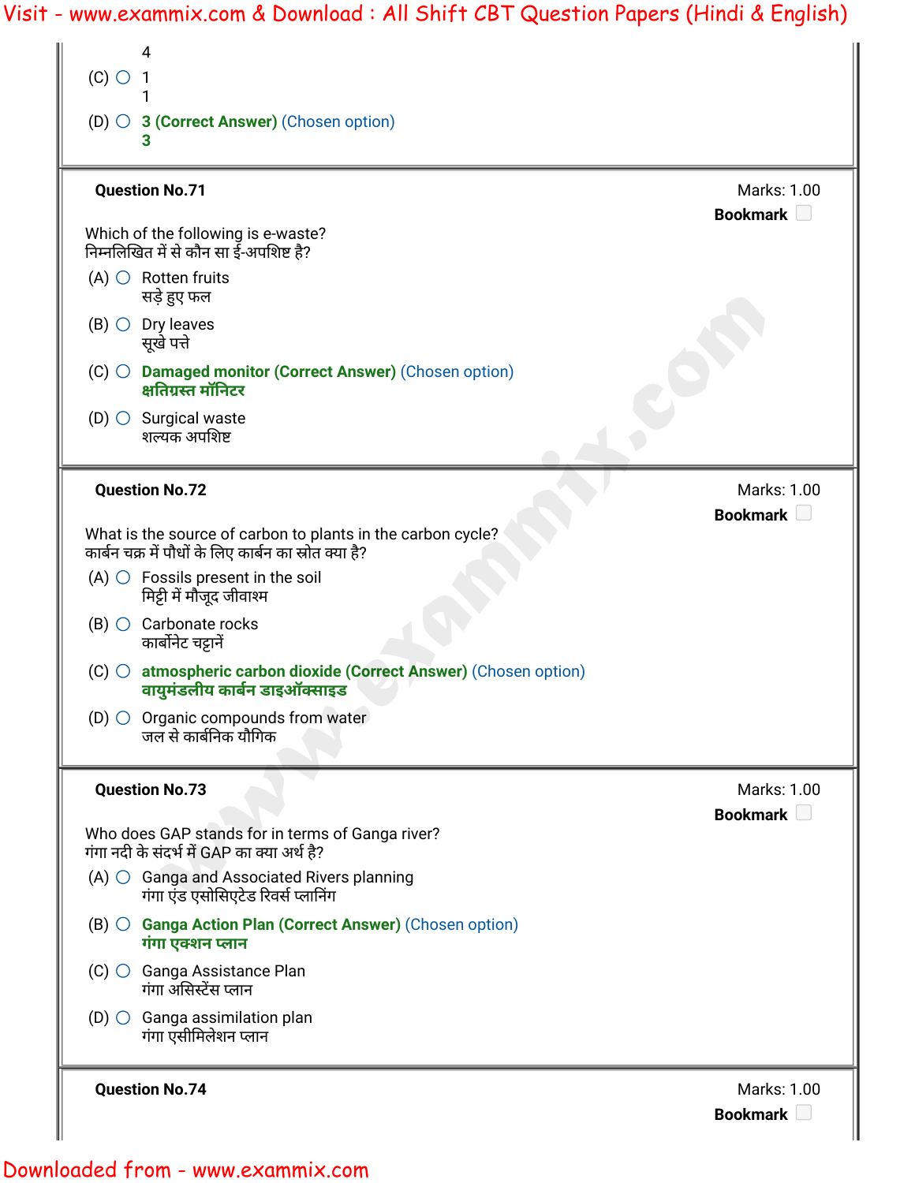4

(C) ○ 1
1

(D) ○ **3 (Correct Answer)** (Chosen option)
**3**

**Question No.71** Marks: 1.00

**Bookmark**

Which of the following is e-waste?
निम्नलिखित में से कौन सा ई-अपशिष्ट है?

(A) ○ Rotten fruits
सड़े हुए फल

(B) ○ Dry leaves
सूखे पत्ते

(C) ○ **Damaged monitor (Correct Answer)** (Chosen option)
**क्षतिग्रस्त मॉनिटर**

(D) ○ Surgical waste
शल्यक अपशिष्ट

**Question No.72** Marks: 1.00

**Bookmark**

What is the source of carbon to plants in the carbon cycle?
कार्बन चक्र में पौधों के लिए कार्बन का स्रोत क्या है?

(A) ○ Fossils present in the soil
मिट्टी में मौजूद जीवाश्म

(B) ○ Carbonate rocks
कार्बोनेट चट्टानें

(C) ○ **atmospheric carbon dioxide (Correct Answer)** (Chosen option)
**वायुमंडलीय कार्बन डाइऑक्साइड**

(D) ○ Organic compounds from water
जल से कार्बनिक यौगिक

**Question No.73** Marks: 1.00

**Bookmark**

Who does GAP stands for in terms of Ganga river?
गंगा नदी के संदर्भ में GAP का क्या अर्थ है?

(A) ○ Ganga and Associated Rivers planning
गंगा एंड एसोसिएटेड रिवर्स प्लानिंग

(B) ○ **Ganga Action Plan (Correct Answer)** (Chosen option)
**गंगा एक्शन प्लान**

(C) ○ Ganga Assistance Plan
गंगा असिस्टेंस प्लान

(D) ○ Ganga assimilation plan
गंगा एसीमिलेशन प्लान

**Question No.74** Marks: 1.00

**Bookmark**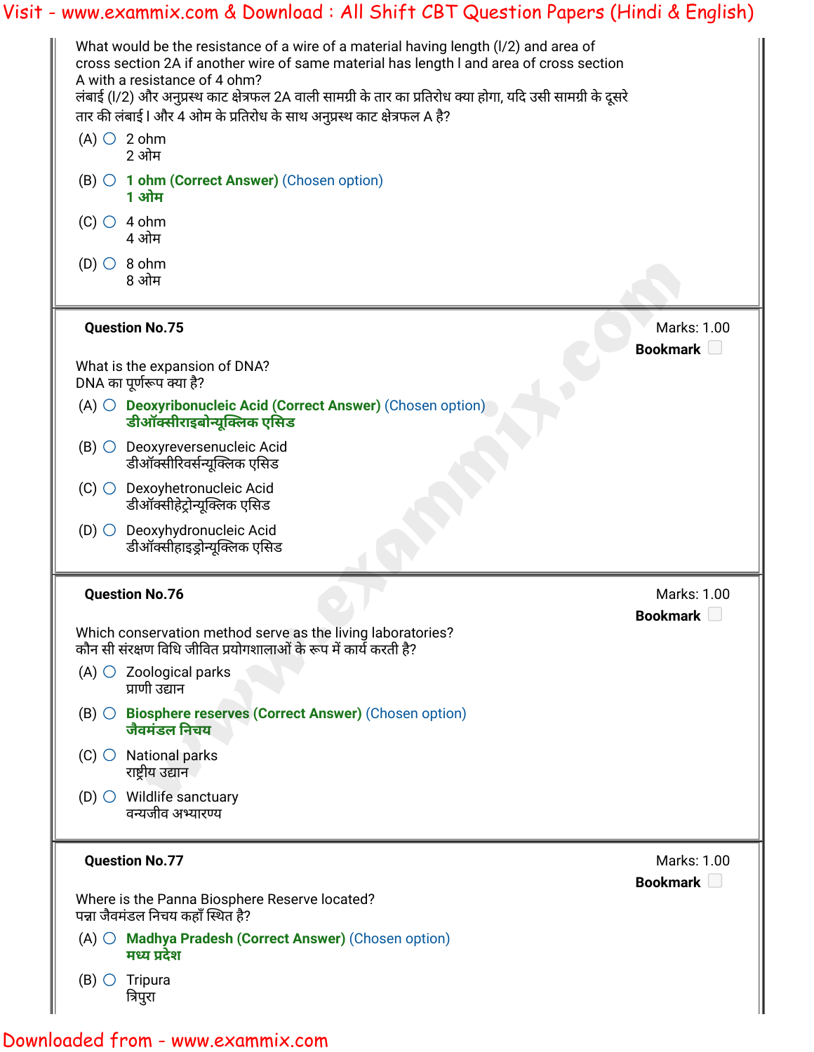What would be the resistance of a wire of a material having length (l/2) and area of cross section 2A if another wire of same material has length l and area of cross section A with a resistance of 4 ohm?
लंबाई (l/2) और अनुप्रस्थ काट क्षेत्रफल 2A वाली सामग्री के तार का प्रतिरोध क्या होगा, यदि उसी सामग्री के दूसरे तार की लंबाई l और 4 ओम के प्रतिरोध के साथ अनुप्रस्थ काट क्षेत्रफल A है?

(A) 2 ohm
2 ओम

(B) **1 ohm (Correct Answer)** (Chosen option)
**1 ओम**

(C) 4 ohm
4 ओम

(D) 8 ohm
8 ओम

---

**Question No.75** — Marks: 1.00

What is the expansion of DNA?
DNA का पूर्णरूप क्या है?

(A) **Deoxyribonucleic Acid (Correct Answer)** (Chosen option)
**डीऑक्सीराइबोन्यूक्लिक एसिड**

(B) Deoxyreversenucleic Acid
डीऑक्सीरिवर्सन्यूक्लिक एसिड

(C) Dexoyhetronucleic Acid
डीऑक्सीहेट्रोन्यूक्लिक एसिड

(D) Deoxyhydronucleic Acid
डीऑक्सीहाइड्रोन्यूक्लिक एसिड

---

**Question No.76** — Marks: 1.00

Which conservation method serve as the living laboratories?
कौन सी संरक्षण विधि जीवित प्रयोगशालाओं के रूप में कार्य करती है?

(A) Zoological parks
प्राणी उद्यान

(B) **Biosphere reserves (Correct Answer)** (Chosen option)
**जैवमंडल निचय**

(C) National parks
राष्ट्रीय उद्यान

(D) Wildlife sanctuary
वन्यजीव अभ्यारण्य

---

**Question No.77** — Marks: 1.00

Where is the Panna Biosphere Reserve located?
पन्ना जैवमंडल निचय कहाँ स्थित है?

(A) **Madhya Pradesh (Correct Answer)** (Chosen option)
**मध्य प्रदेश**

(B) Tripura
त्रिपुरा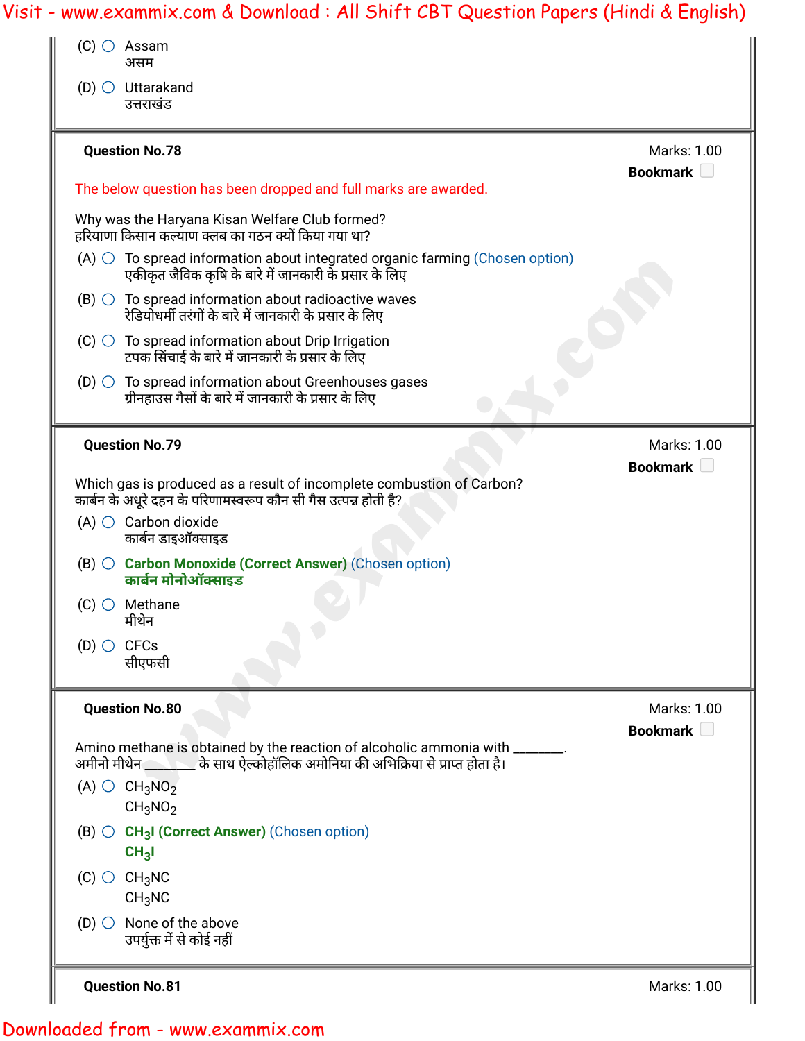(C) Assam
असम

(D) Uttarakand
उत्तराखंड

**Question No.78** Marks: 1.00

**Bookmark**

The below question has been dropped and full marks are awarded.

Why was the Haryana Kisan Welfare Club formed?
हरियाणा किसान कल्याण क्लब का गठन क्यों किया गया था?

(A) To spread information about integrated organic farming (Chosen option)
एकीकृत जैविक कृषि के बारे में जानकारी के प्रसार के लिए

(B) To spread information about radioactive waves
रेडियोधर्मी तरंगों के बारे में जानकारी के प्रसार के लिए

(C) To spread information about Drip Irrigation
टपक सिंचाई के बारे में जानकारी के प्रसार के लिए

(D) To spread information about Greenhouses gases
ग्रीनहाउस गैसों के बारे में जानकारी के प्रसार के लिए

**Question No.79** Marks: 1.00

**Bookmark**

Which gas is produced as a result of incomplete combustion of Carbon?
कार्बन के अधूरे दहन के परिणामस्वरूप कौन सी गैस उत्पन्न होती है?

(A) Carbon dioxide
कार्बन डाइऑक्साइड

(B) **Carbon Monoxide (Correct Answer)** (Chosen option)
**कार्बन मोनोऑक्साइड**

(C) Methane
मीथेन

(D) CFCs
सीएफसी

**Question No.80** Marks: 1.00

**Bookmark**

Amino methane is obtained by the reaction of alcoholic ammonia with ________.
अमीनो मीथेन ________ के साथ ऐल्कोहॉलिक अमोनिया की अभिक्रिया से प्राप्त होता है।

(A) $CH_3NO_2$
$CH_3NO_2$

(B) **$CH_3I$ (Correct Answer)** (Chosen option)
**$CH_3I$**

(C) $CH_3NC$
$CH_3NC$

(D) None of the above
उपर्युक्त में से कोई नहीं

**Question No.81** Marks: 1.00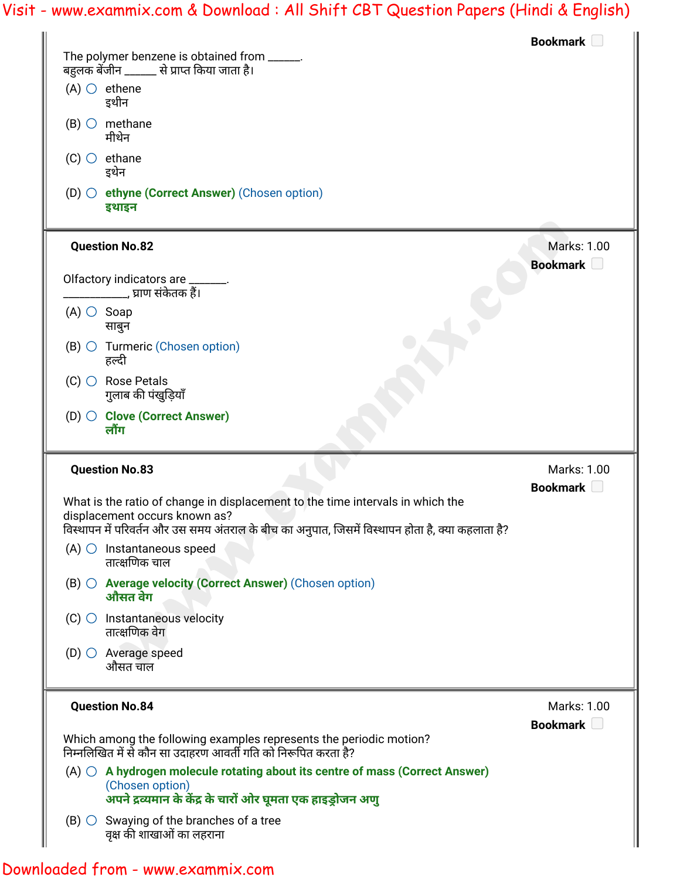Bookmark

The polymer benzene is obtained from ______.
बहुलक बेंजीन ______ से प्राप्त किया जाता है।

(A) ethene
इथीन

(B) methane
मीथेन

(C) ethane
इथेन

(D) **ethyne (Correct Answer)** (Chosen option)
**इथाइन**

---

**Question No.82**

Marks: 1.00
Bookmark

Olfactory indicators are _______.
___________, घ्राण संकेतक हैं।

(A) Soap
साबुन

(B) Turmeric (Chosen option)
हल्दी

(C) Rose Petals
गुलाब की पंखुड़ियाँ

(D) **Clove (Correct Answer)**
**लौंग**

---

**Question No.83**

Marks: 1.00
Bookmark

What is the ratio of change in displacement to the time intervals in which the displacement occurs known as?
विस्थापन में परिवर्तन और उस समय अंतराल के बीच का अनुपात, जिसमें विस्थापन होता है, क्या कहलाता है?

(A) Instantaneous speed
तात्क्षणिक चाल

(B) **Average velocity (Correct Answer)** (Chosen option)
**औसत वेग**

(C) Instantaneous velocity
तात्क्षणिक वेग

(D) Average speed
औसत चाल

---

**Question No.84**

Marks: 1.00
Bookmark

Which among the following examples represents the periodic motion?
निम्नलिखित में से कौन सा उदाहरण आवर्ती गति को निरूपित करता है?

(A) **A hydrogen molecule rotating about its centre of mass (Correct Answer)** (Chosen option)
**अपने द्रव्यमान के केंद्र के चारों ओर घूमता एक हाइड्रोजन अणु**

(B) Swaying of the branches of a tree
वृक्ष की शाखाओं का लहराना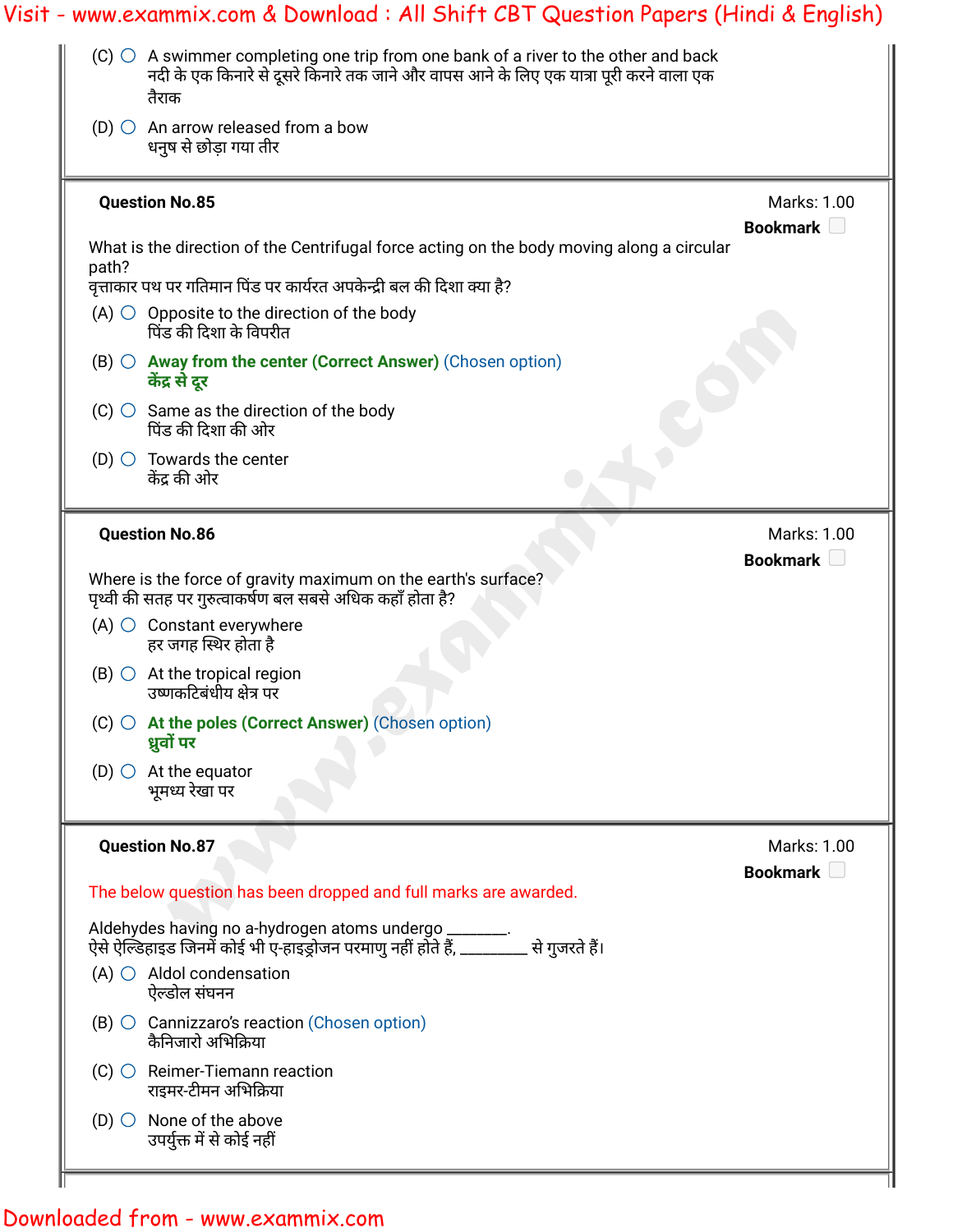(C) ○ A swimmer completing one trip from one bank of a river to the other and back
नदी के एक किनारे से दूसरे किनारे तक जाने और वापस आने के लिए एक यात्रा पूरी करने वाला एक तैराक

(D) ○ An arrow released from a bow
धनुष से छोड़ा गया तीर

---

**Question No.85**

Marks: 1.00

**Bookmark**

What is the direction of the Centrifugal force acting on the body moving along a circular path?
वृत्ताकार पथ पर गतिमान पिंड पर कार्यरत अपकेन्द्री बल की दिशा क्या है?

(A) ○ Opposite to the direction of the body
पिंड की दिशा के विपरीत

(B) ○ **Away from the center (Correct Answer)** (Chosen option)
**केंद्र से दूर**

(C) ○ Same as the direction of the body
पिंड की दिशा की ओर

(D) ○ Towards the center
केंद्र की ओर

---

**Question No.86**

Marks: 1.00

**Bookmark**

Where is the force of gravity maximum on the earth's surface?
पृथ्वी की सतह पर गुरुत्वाकर्षण बल सबसे अधिक कहाँ होता है?

(A) ○ Constant everywhere
हर जगह स्थिर होता है

(B) ○ At the tropical region
उष्णकटिबंधीय क्षेत्र पर

(C) ○ **At the poles (Correct Answer)** (Chosen option)
**ध्रुवों पर**

(D) ○ At the equator
भूमध्य रेखा पर

---

**Question No.87**

Marks: 1.00

**Bookmark**

The below question has been dropped and full marks are awarded.

Aldehydes having no a-hydrogen atoms undergo ________.
ऐसे ऐल्डिहाइड जिनमें कोई भी ए-हाइड्रोजन परमाणु नहीं होते हैं, ________ से गुजरते हैं।

(A) ○ Aldol condensation
ऐल्डोल संघनन

(B) ○ Cannizzaro's reaction (Chosen option)
कैनिजारो अभिक्रिया

(C) ○ Reimer-Tiemann reaction
राइमर-टीमन अभिक्रिया

(D) ○ None of the above
उपर्युक्त में से कोई नहीं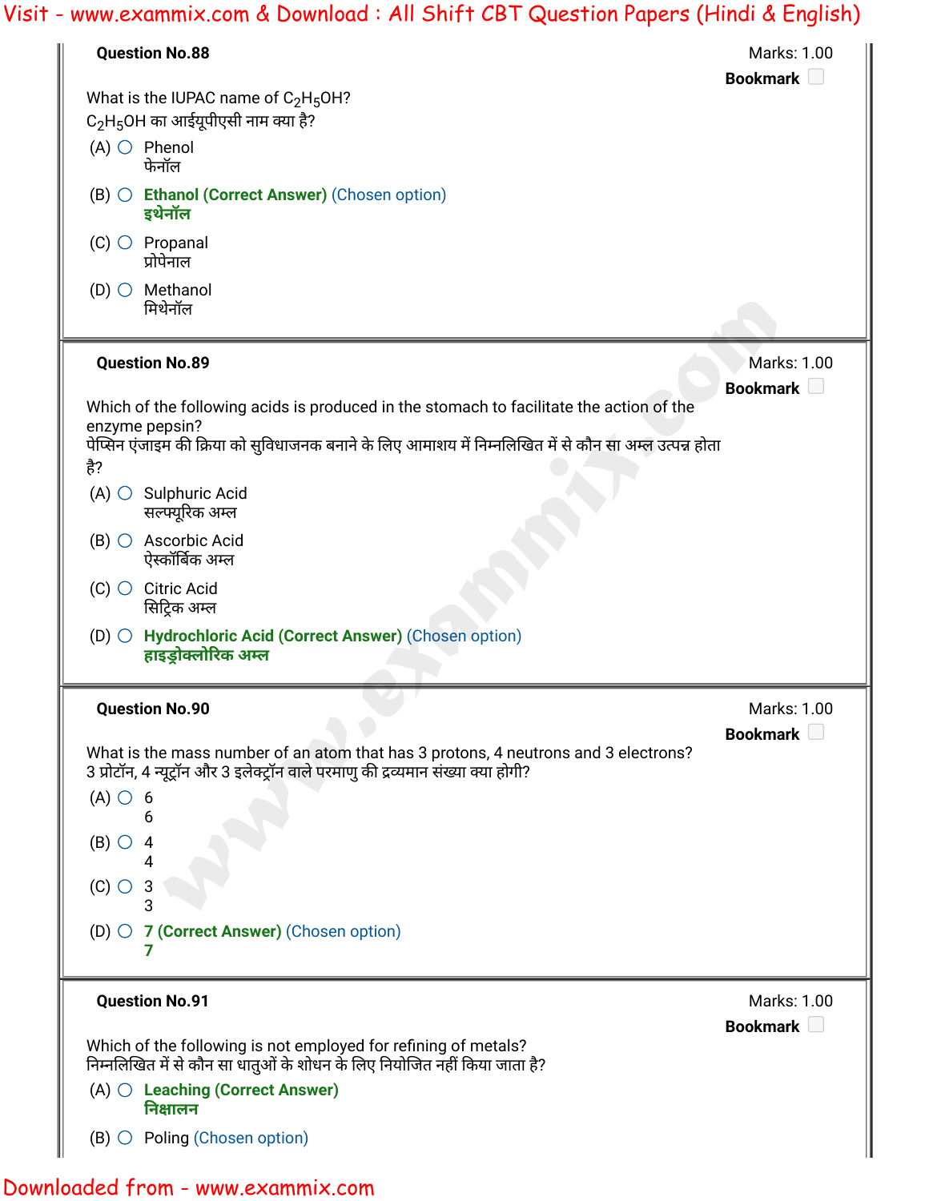**Question No.88**

Marks: 1.00

**Bookmark**

What is the IUPAC name of $C_2H_5OH$?

$C_2H_5OH$ का आईयूपीएसी नाम क्या है?

(A) Phenol
फेनॉल

(B) **Ethanol (Correct Answer)** (Chosen option)
**इथेनॉल**

(C) Propanal
प्रोपेनाल

(D) Methanol
मिथेनॉल

---

**Question No.89**

Marks: 1.00

**Bookmark**

Which of the following acids is produced in the stomach to facilitate the action of the enzyme pepsin?

पेप्सिन एंजाइम की क्रिया को सुविधाजनक बनाने के लिए आमाशय में निम्नलिखित में से कौन सा अम्ल उत्पन्न होता है?

(A) Sulphuric Acid
सल्फ्यूरिक अम्ल

(B) Ascorbic Acid
ऐस्कॉर्बिक अम्ल

(C) Citric Acid
सिट्रिक अम्ल

(D) **Hydrochloric Acid (Correct Answer)** (Chosen option)
**हाइड्रोक्लोरिक अम्ल**

---

**Question No.90**

Marks: 1.00

**Bookmark**

What is the mass number of an atom that has 3 protons, 4 neutrons and 3 electrons?

3 प्रोटॉन, 4 न्यूट्रॉन और 3 इलेक्ट्रॉन वाले परमाणु की द्रव्यमान संख्या क्या होगी?

(A) 6
6

(B) 4
4

(C) 3
3

(D) **7 (Correct Answer)** (Chosen option)
**7**

---

**Question No.91**

Marks: 1.00

**Bookmark**

Which of the following is not employed for refining of metals?

निम्नलिखित में से कौन सा धातुओं के शोधन के लिए नियोजित नहीं किया जाता है?

(A) **Leaching (Correct Answer)**
**निक्षालन**

(B) Poling (Chosen option)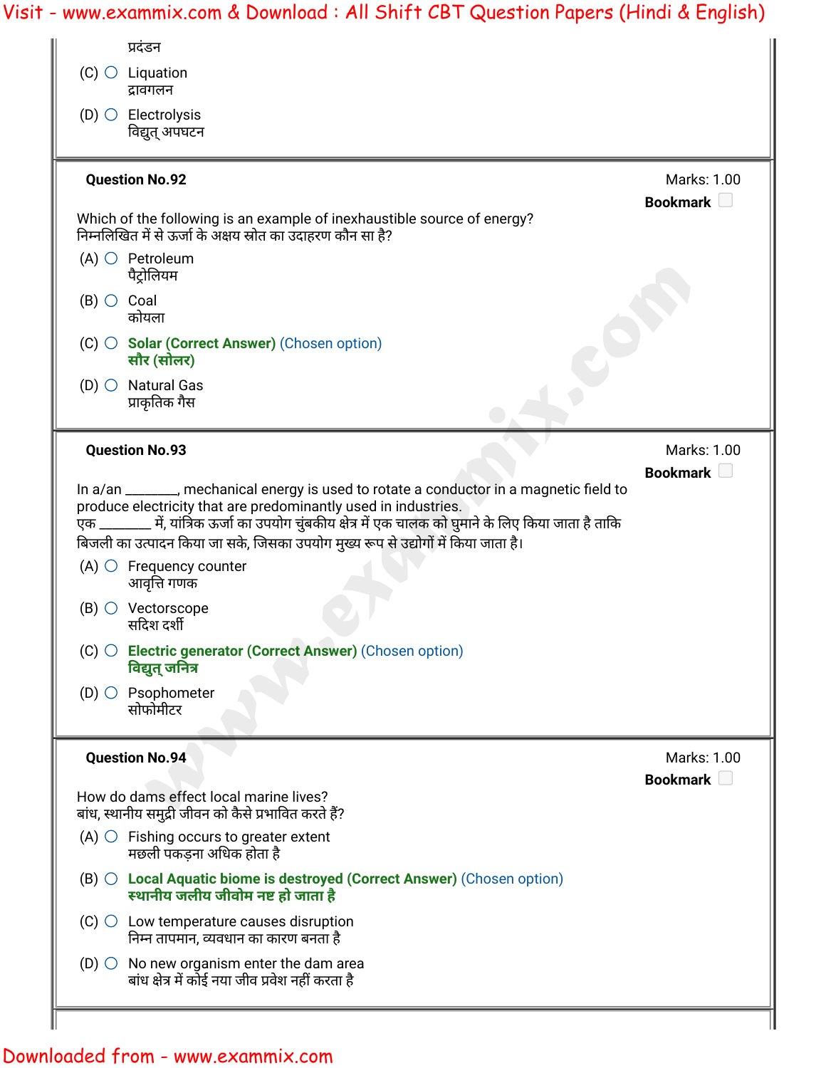प्रदंडन

(C) Liquation
द्रावगलन

(D) Electrolysis
विद्युत् अपघटन

---

**Question No.92** Marks: 1.00

**Bookmark**

Which of the following is an example of inexhaustible source of energy?
निम्नलिखित में से ऊर्जा के अक्षय स्रोत का उदाहरण कौन सा है?

(A) Petroleum
पैट्रोलियम

(B) Coal
कोयला

(C) **Solar (Correct Answer)** (Chosen option)
**सौर (सोलर)**

(D) Natural Gas
प्राकृतिक गैस

---

**Question No.93** Marks: 1.00

**Bookmark**

In a/an _______, mechanical energy is used to rotate a conductor in a magnetic field to produce electricity that are predominantly used in industries.
एक _______ में, यांत्रिक ऊर्जा का उपयोग चुंबकीय क्षेत्र में एक चालक को घुमाने के लिए किया जाता है ताकि बिजली का उत्पादन किया जा सके, जिसका उपयोग मुख्य रूप से उद्योगों में किया जाता है।

(A) Frequency counter
आवृत्ति गणक

(B) Vectorscope
सदिश दर्शी

(C) **Electric generator (Correct Answer)** (Chosen option)
**विद्युत् जनित्र**

(D) Psophometer
सोफोमीटर

---

**Question No.94** Marks: 1.00

**Bookmark**

How do dams effect local marine lives?
बांध, स्थानीय समुद्री जीवन को कैसे प्रभावित करते हैं?

(A) Fishing occurs to greater extent
मछली पकड़ना अधिक होता है

(B) **Local Aquatic biome is destroyed (Correct Answer)** (Chosen option)
**स्थानीय जलीय जीवोम नष्ट हो जाता है**

(C) Low temperature causes disruption
निम्न तापमान, व्यवधान का कारण बनता है

(D) No new organism enter the dam area
बांध क्षेत्र में कोई नया जीव प्रवेश नहीं करता है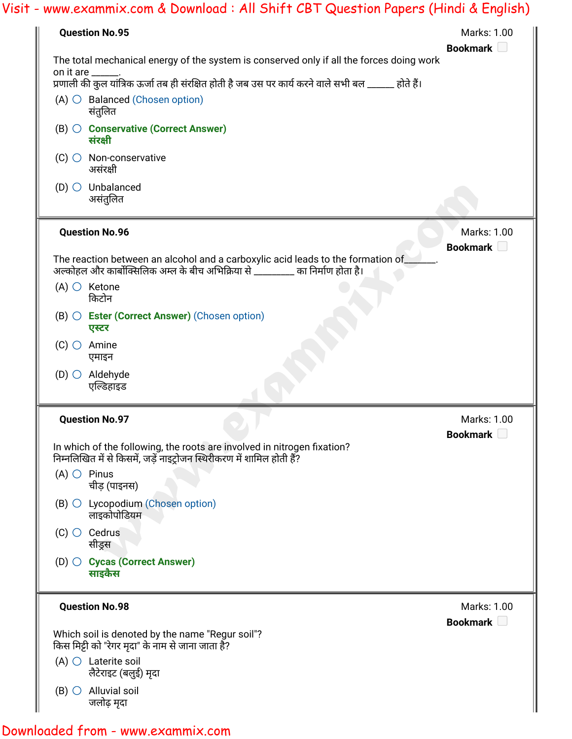**Question No.95**

Marks: 1.00

Bookmark

The total mechanical energy of the system is conserved only if all the forces doing work on it are ______.
प्रणाली की कुल यांत्रिक ऊर्जा तब ही संरक्षित होती है जब उस पर कार्य करने वाले सभी बल ______ होते हैं।

(A) Balanced (Chosen option)
संतुलित

(B) **Conservative (Correct Answer)**
**संरक्षी**

(C) Non-conservative
असंरक्षी

(D) Unbalanced
असंतुलित

**Question No.96**

Marks: 1.00

Bookmark

The reaction between an alcohol and a carboxylic acid leads to the formation of______.
अल्कोहल और कार्बोक्सिलिक अम्ल के बीच अभिक्रिया से ________ का निर्माण होता है।

(A) Ketone
किटोन

(B) **Ester (Correct Answer)** (Chosen option)
**एस्टर**

(C) Amine
एमाइन

(D) Aldehyde
एल्डिहाइड

**Question No.97**

Marks: 1.00

Bookmark

In which of the following, the roots are involved in nitrogen fixation?
निम्नलिखित में से किसमें, जड़ें नाइट्रोजन स्थिरीकरण में शामिल होती हैं?

(A) Pinus
चीड़ (पाइनस)

(B) Lycopodium (Chosen option)
लाइकोपोडियम

(C) Cedrus
सीड्रस

(D) **Cycas (Correct Answer)**
**साइकैस**

**Question No.98**

Marks: 1.00

Bookmark

Which soil is denoted by the name "Regur soil"?
किस मिट्टी को "रेगर मृदा" के नाम से जाना जाता है?

(A) Laterite soil
लैटेराइट (बलुई) मृदा

(B) Alluvial soil
जलोढ़ मृदा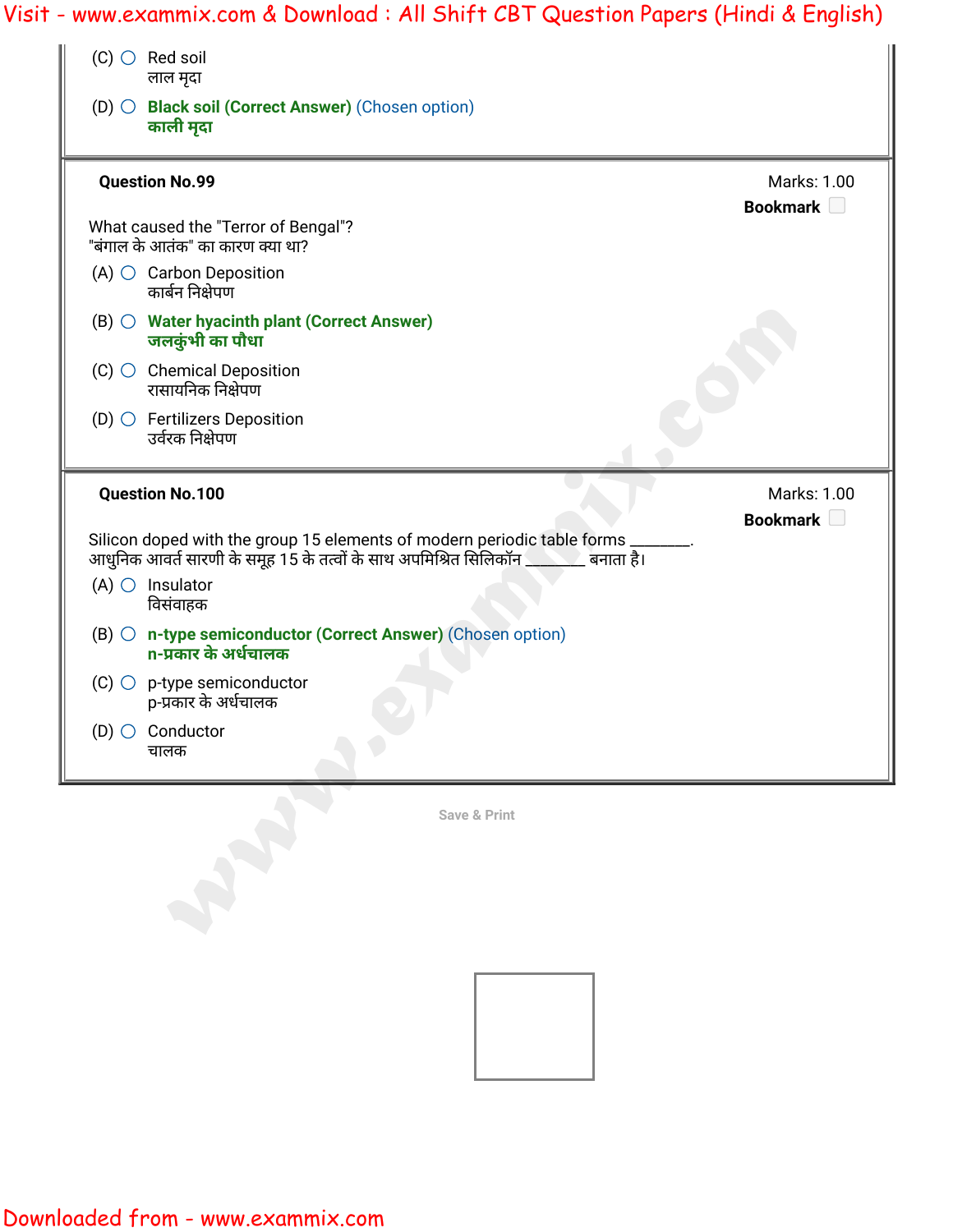(C) Red soil
लाल मृदा

(D) **Black soil (Correct Answer)** (Chosen option)
**काली मृदा**

**Question No.99**

Marks: 1.00

**Bookmark**

What caused the "Terror of Bengal"?
"बंगाल के आतंक" का कारण क्या था?

(A) Carbon Deposition
कार्बन निक्षेपण

(B) **Water hyacinth plant (Correct Answer)**
**जलकुंभी का पौधा**

(C) Chemical Deposition
रासायनिक निक्षेपण

(D) Fertilizers Deposition
उर्वरक निक्षेपण

**Question No.100**

Marks: 1.00

**Bookmark**

Silicon doped with the group 15 elements of modern periodic table forms _______.
आधुनिक आवर्त सारणी के समूह 15 के तत्वों के साथ अपमिश्रित सिलिकॉन _______ बनाता है।

(A) Insulator
विसंवाहक

(B) **n-type semiconductor (Correct Answer)** (Chosen option)
**n-प्रकार के अर्धचालक**

(C) p-type semiconductor
p-प्रकार के अर्धचालक

(D) Conductor
चालक

Save & Print